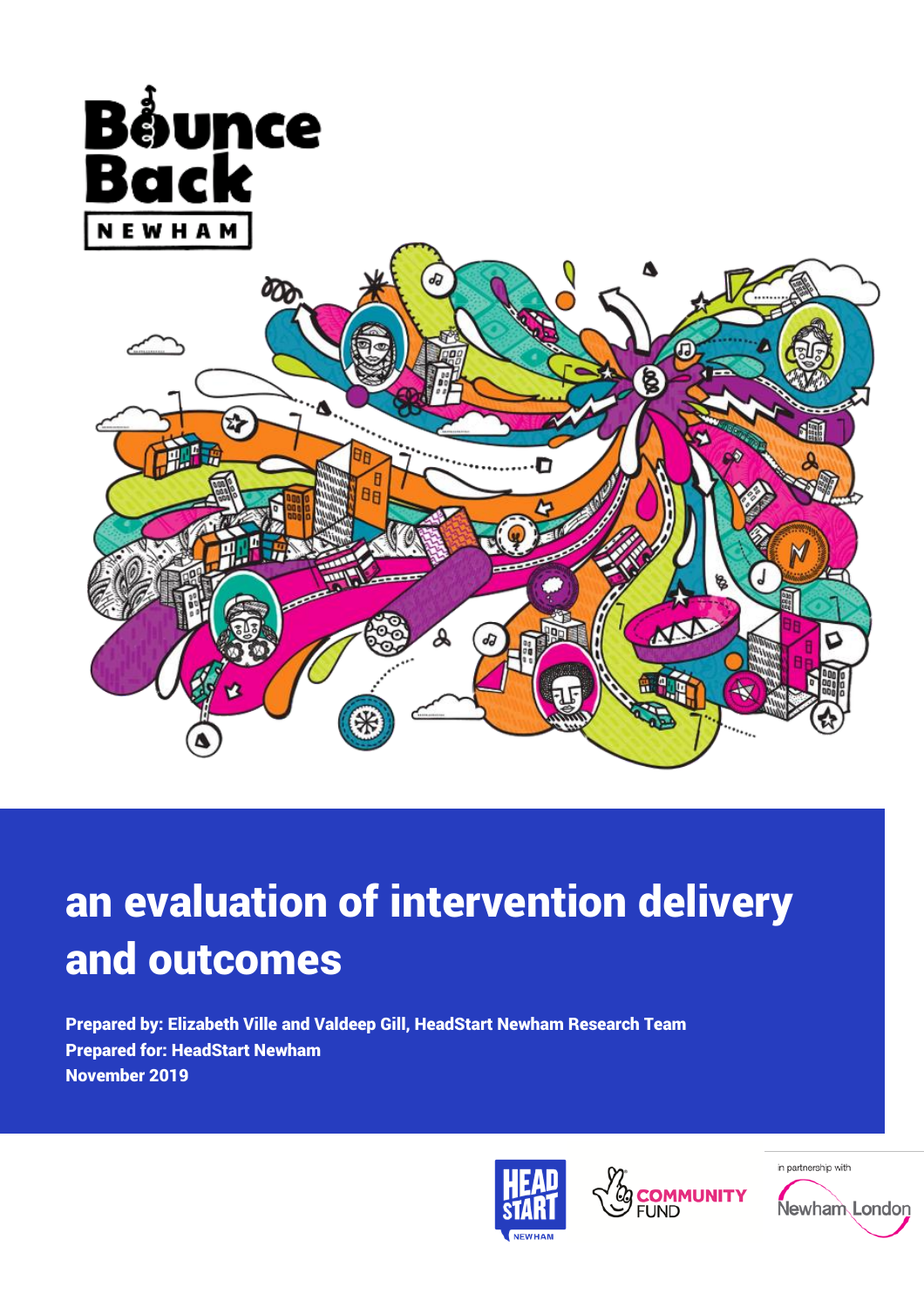Bounce Back

NEWHAM

# an evaluation of intervention delivery and outcomes

**Prepared by: Elizabeth Ville and Valdeep Gill, HeadStart Newham Research Team**
**Prepared for: HeadStart Newham**
**November 2019**

HEAD START NEWHAM

COMMUNITY FUND

in partnership with Newham London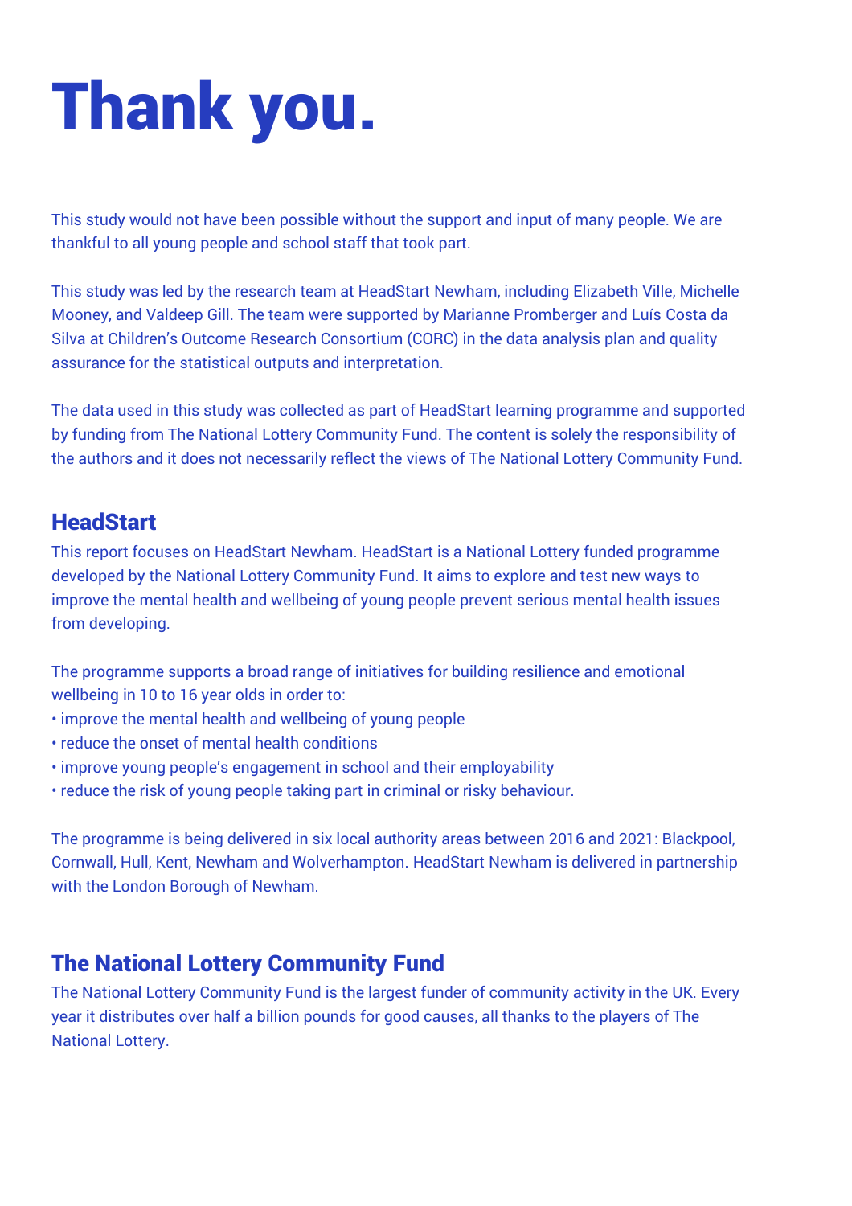# Thank you.

This study would not have been possible without the support and input of many people. We are thankful to all young people and school staff that took part.

This study was led by the research team at HeadStart Newham, including Elizabeth Ville, Michelle Mooney, and Valdeep Gill. The team were supported by Marianne Promberger and Luís Costa da Silva at Children's Outcome Research Consortium (CORC) in the data analysis plan and quality assurance for the statistical outputs and interpretation.

The data used in this study was collected as part of HeadStart learning programme and supported by funding from The National Lottery Community Fund. The content is solely the responsibility of the authors and it does not necessarily reflect the views of The National Lottery Community Fund.

## HeadStart

This report focuses on HeadStart Newham. HeadStart is a National Lottery funded programme developed by the National Lottery Community Fund. It aims to explore and test new ways to improve the mental health and wellbeing of young people prevent serious mental health issues from developing.

The programme supports a broad range of initiatives for building resilience and emotional wellbeing in 10 to 16 year olds in order to:

- improve the mental health and wellbeing of young people
- reduce the onset of mental health conditions
- improve young people's engagement in school and their employability
- reduce the risk of young people taking part in criminal or risky behaviour.

The programme is being delivered in six local authority areas between 2016 and 2021: Blackpool, Cornwall, Hull, Kent, Newham and Wolverhampton. HeadStart Newham is delivered in partnership with the London Borough of Newham.

## The National Lottery Community Fund

The National Lottery Community Fund is the largest funder of community activity in the UK. Every year it distributes over half a billion pounds for good causes, all thanks to the players of The National Lottery.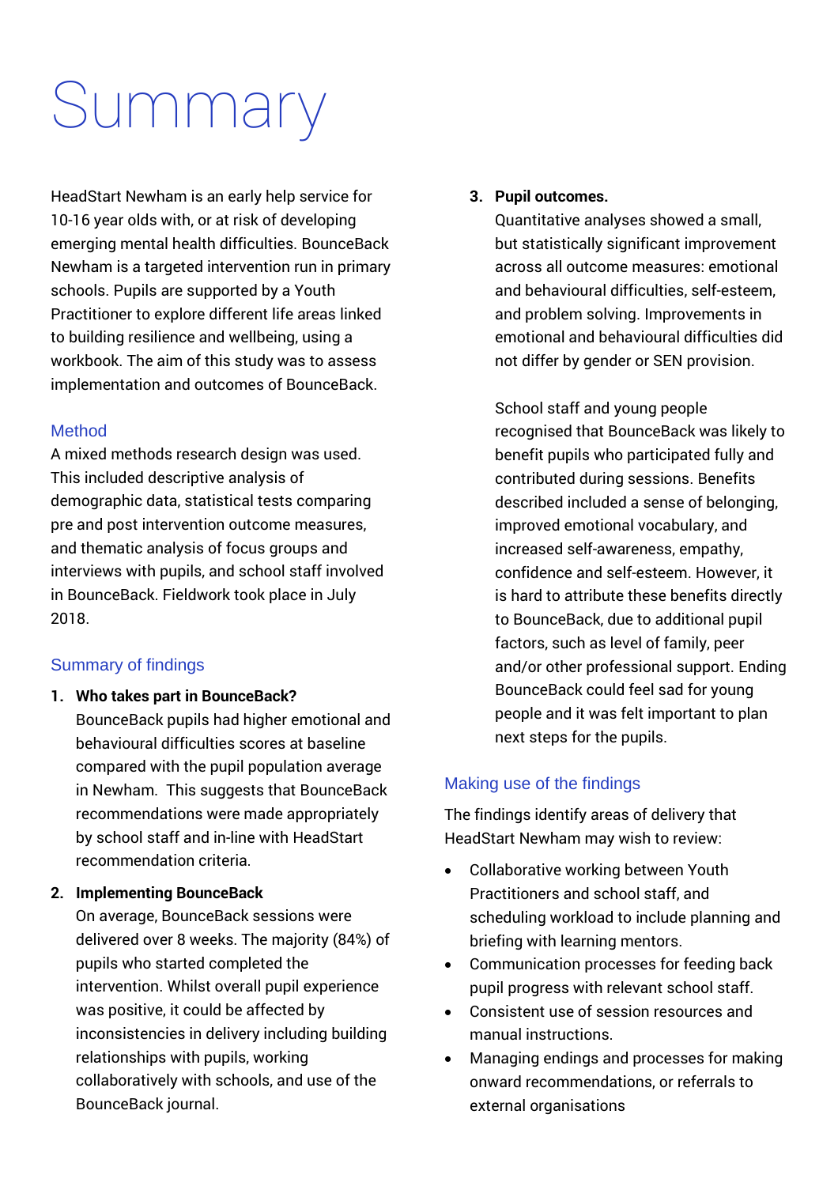# Summary

HeadStart Newham is an early help service for 10-16 year olds with, or at risk of developing emerging mental health difficulties. BounceBack Newham is a targeted intervention run in primary schools. Pupils are supported by a Youth Practitioner to explore different life areas linked to building resilience and wellbeing, using a workbook. The aim of this study was to assess implementation and outcomes of BounceBack.

## Method

A mixed methods research design was used. This included descriptive analysis of demographic data, statistical tests comparing pre and post intervention outcome measures, and thematic analysis of focus groups and interviews with pupils, and school staff involved in BounceBack. Fieldwork took place in July 2018.

## Summary of findings

1. **Who takes part in BounceBack?**
   BounceBack pupils had higher emotional and behavioural difficulties scores at baseline compared with the pupil population average in Newham. This suggests that BounceBack recommendations were made appropriately by school staff and in-line with HeadStart recommendation criteria.

2. **Implementing BounceBack**
   On average, BounceBack sessions were delivered over 8 weeks. The majority (84%) of pupils who started completed the intervention. Whilst overall pupil experience was positive, it could be affected by inconsistencies in delivery including building relationships with pupils, working collaboratively with schools, and use of the BounceBack journal.

3. **Pupil outcomes.**
   Quantitative analyses showed a small, but statistically significant improvement across all outcome measures: emotional and behavioural difficulties, self-esteem, and problem solving. Improvements in emotional and behavioural difficulties did not differ by gender or SEN provision.

   School staff and young people recognised that BounceBack was likely to benefit pupils who participated fully and contributed during sessions. Benefits described included a sense of belonging, improved emotional vocabulary, and increased self-awareness, empathy, confidence and self-esteem. However, it is hard to attribute these benefits directly to BounceBack, due to additional pupil factors, such as level of family, peer and/or other professional support. Ending BounceBack could feel sad for young people and it was felt important to plan next steps for the pupils.

## Making use of the findings

The findings identify areas of delivery that HeadStart Newham may wish to review:

- Collaborative working between Youth Practitioners and school staff, and scheduling workload to include planning and briefing with learning mentors.
- Communication processes for feeding back pupil progress with relevant school staff.
- Consistent use of session resources and manual instructions.
- Managing endings and processes for making onward recommendations, or referrals to external organisations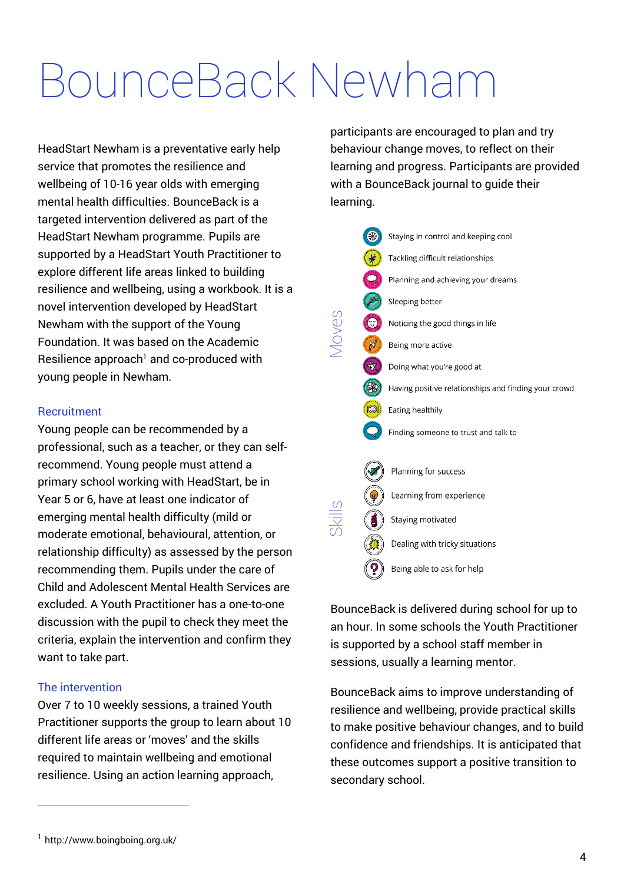# BounceBack Newham

HeadStart Newham is a preventative early help service that promotes the resilience and wellbeing of 10-16 year olds with emerging mental health difficulties. BounceBack is a targeted intervention delivered as part of the HeadStart Newham programme. Pupils are supported by a HeadStart Youth Practitioner to explore different life areas linked to building resilience and wellbeing, using a workbook. It is a novel intervention developed by HeadStart Newham with the support of the Young Foundation. It was based on the Academic Resilience approach[1] and co-produced with young people in Newham.

### Recruitment

Young people can be recommended by a professional, such as a teacher, or they can self-recommend. Young people must attend a primary school working with HeadStart, be in Year 5 or 6, have at least one indicator of emerging mental health difficulty (mild or moderate emotional, behavioural, attention, or relationship difficulty) as assessed by the person recommending them. Pupils under the care of Child and Adolescent Mental Health Services are excluded. A Youth Practitioner has a one-to-one discussion with the pupil to check they meet the criteria, explain the intervention and confirm they want to take part.

### The intervention

Over 7 to 10 weekly sessions, a trained Youth Practitioner supports the group to learn about 10 different life areas or 'moves' and the skills required to maintain wellbeing and emotional resilience. Using an action learning approach, participants are encouraged to plan and try behaviour change moves, to reflect on their learning and progress. Participants are provided with a BounceBack journal to guide their learning.

**Moves**

- Staying in control and keeping cool
- Tackling difficult relationships
- Planning and achieving your dreams
- Sleeping better
- Noticing the good things in life
- Being more active
- Doing what you're good at
- Having positive relationships and finding your crowd
- Eating healthily
- Finding someone to trust and talk to

**Skills**

- Planning for success
- Learning from experience
- Staying motivated
- Dealing with tricky situations
- Being able to ask for help

BounceBack is delivered during school for up to an hour. In some schools the Youth Practitioner is supported by a school staff member in sessions, usually a learning mentor.

BounceBack aims to improve understanding of resilience and wellbeing, provide practical skills to make positive behaviour changes, and to build confidence and friendships. It is anticipated that these outcomes support a positive transition to secondary school.

---

[1] http://www.boingboing.org.uk/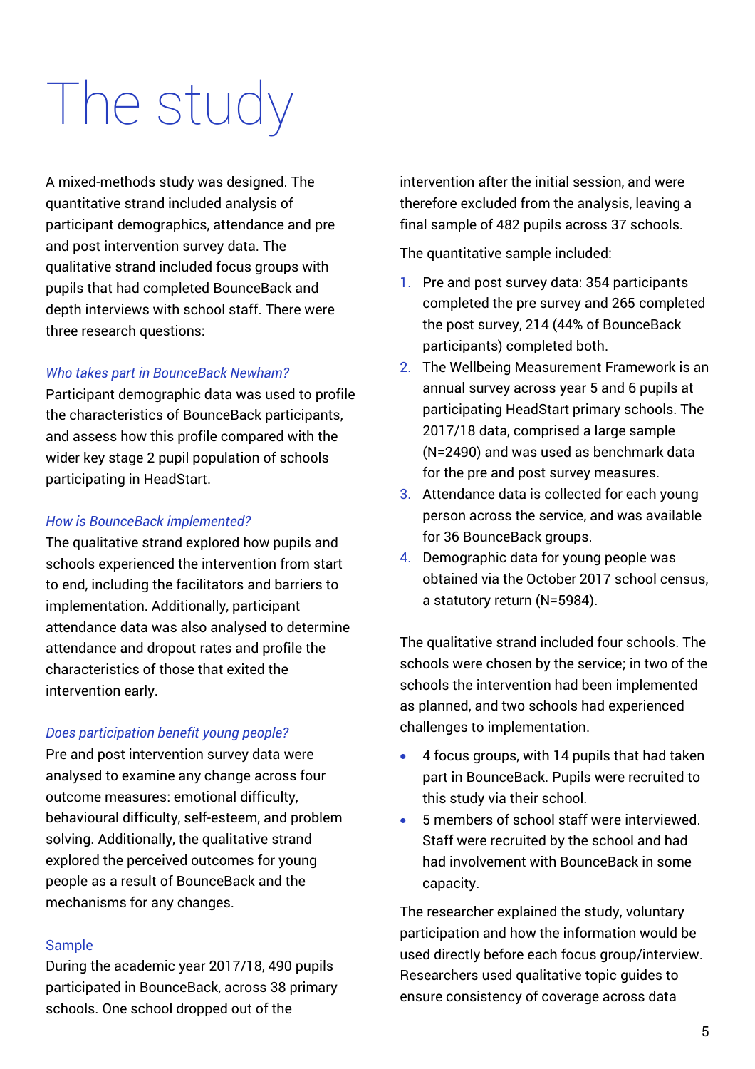# The study

A mixed-methods study was designed. The quantitative strand included analysis of participant demographics, attendance and pre and post intervention survey data. The qualitative strand included focus groups with pupils that had completed BounceBack and depth interviews with school staff. There were three research questions:

*Who takes part in BounceBack Newham?*
Participant demographic data was used to profile the characteristics of BounceBack participants, and assess how this profile compared with the wider key stage 2 pupil population of schools participating in HeadStart.

*How is BounceBack implemented?*
The qualitative strand explored how pupils and schools experienced the intervention from start to end, including the facilitators and barriers to implementation. Additionally, participant attendance data was also analysed to determine attendance and dropout rates and profile the characteristics of those that exited the intervention early.

*Does participation benefit young people?*
Pre and post intervention survey data were analysed to examine any change across four outcome measures: emotional difficulty, behavioural difficulty, self-esteem, and problem solving. Additionally, the qualitative strand explored the perceived outcomes for young people as a result of BounceBack and the mechanisms for any changes.

## Sample

During the academic year 2017/18, 490 pupils participated in BounceBack, across 38 primary schools. One school dropped out of the intervention after the initial session, and were therefore excluded from the analysis, leaving a final sample of 482 pupils across 37 schools.

The quantitative sample included:

1. Pre and post survey data: 354 participants completed the pre survey and 265 completed the post survey, 214 (44% of BounceBack participants) completed both.
2. The Wellbeing Measurement Framework is an annual survey across year 5 and 6 pupils at participating HeadStart primary schools. The 2017/18 data, comprised a large sample (N=2490) and was used as benchmark data for the pre and post survey measures.
3. Attendance data is collected for each young person across the service, and was available for 36 BounceBack groups.
4. Demographic data for young people was obtained via the October 2017 school census, a statutory return (N=5984).

The qualitative strand included four schools. The schools were chosen by the service; in two of the schools the intervention had been implemented as planned, and two schools had experienced challenges to implementation.

- 4 focus groups, with 14 pupils that had taken part in BounceBack. Pupils were recruited to this study via their school.
- 5 members of school staff were interviewed. Staff were recruited by the school and had had involvement with BounceBack in some capacity.

The researcher explained the study, voluntary participation and how the information would be used directly before each focus group/interview. Researchers used qualitative topic guides to ensure consistency of coverage across data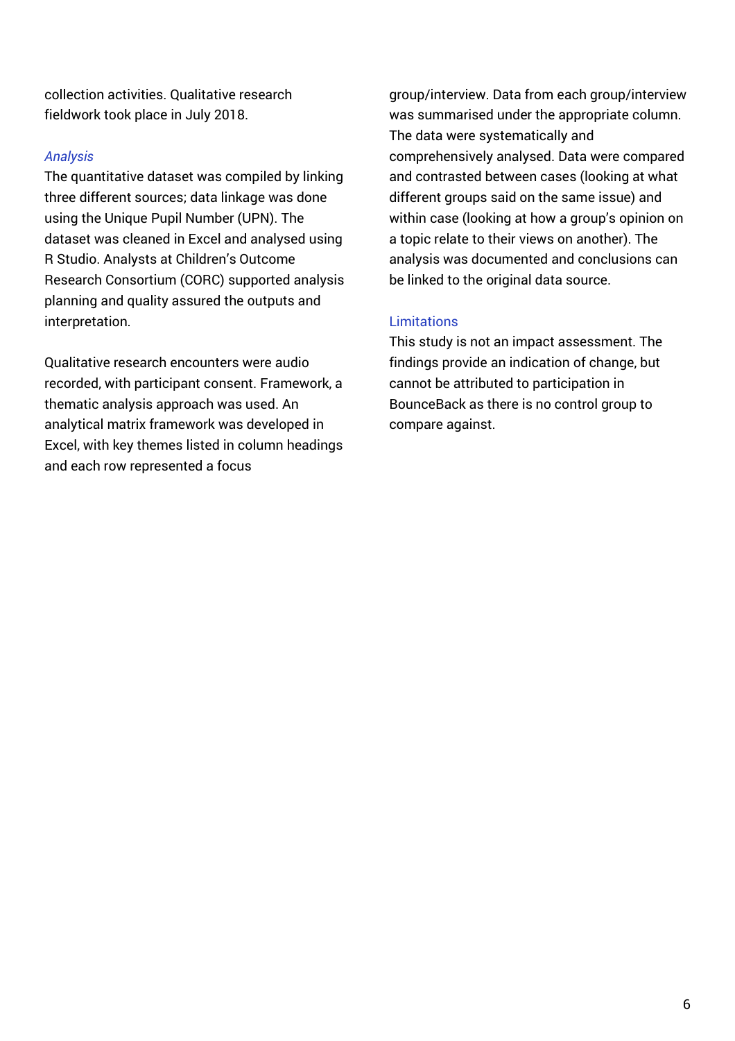collection activities. Qualitative research fieldwork took place in July 2018.

### *Analysis*

The quantitative dataset was compiled by linking three different sources; data linkage was done using the Unique Pupil Number (UPN). The dataset was cleaned in Excel and analysed using R Studio. Analysts at Children's Outcome Research Consortium (CORC) supported analysis planning and quality assured the outputs and interpretation.

Qualitative research encounters were audio recorded, with participant consent. Framework, a thematic analysis approach was used. An analytical matrix framework was developed in Excel, with key themes listed in column headings and each row represented a focus group/interview. Data from each group/interview was summarised under the appropriate column. The data were systematically and comprehensively analysed. Data were compared and contrasted between cases (looking at what different groups said on the same issue) and within case (looking at how a group's opinion on a topic relate to their views on another). The analysis was documented and conclusions can be linked to the original data source.

### Limitations

This study is not an impact assessment. The findings provide an indication of change, but cannot be attributed to participation in BounceBack as there is no control group to compare against.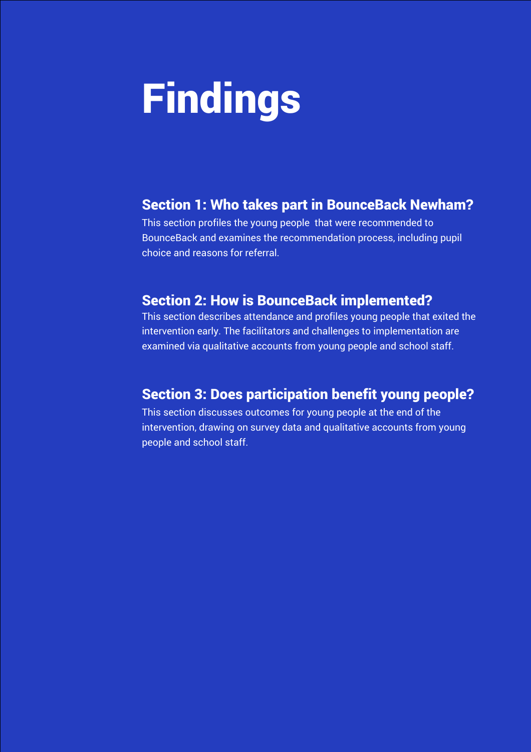# Findings

## Section 1: Who takes part in BounceBack Newham?

This section profiles the young people that were recommended to BounceBack and examines the recommendation process, including pupil choice and reasons for referral.

## Section 2: How is BounceBack implemented?

This section describes attendance and profiles young people that exited the intervention early. The facilitators and challenges to implementation are examined via qualitative accounts from young people and school staff.

## Section 3: Does participation benefit young people?

This section discusses outcomes for young people at the end of the intervention, drawing on survey data and qualitative accounts from young people and school staff.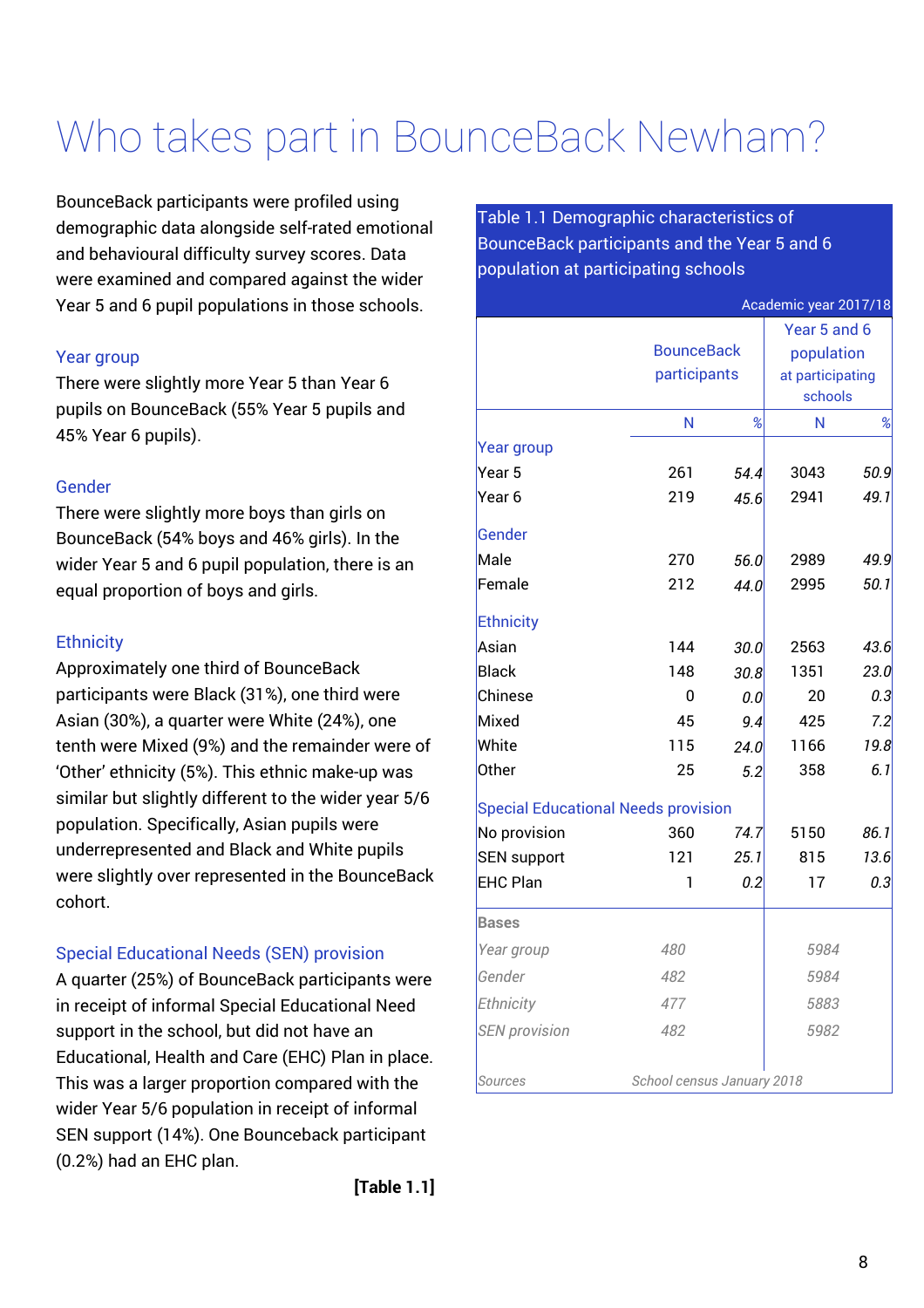# Who takes part in BounceBack Newham?

BounceBack participants were profiled using demographic data alongside self-rated emotional and behavioural difficulty survey scores. Data were examined and compared against the wider Year 5 and 6 pupil populations in those schools.

### Year group

There were slightly more Year 5 than Year 6 pupils on BounceBack (55% Year 5 pupils and 45% Year 6 pupils).

### Gender

There were slightly more boys than girls on BounceBack (54% boys and 46% girls). In the wider Year 5 and 6 pupil population, there is an equal proportion of boys and girls.

### Ethnicity

Approximately one third of BounceBack participants were Black (31%), one third were Asian (30%), a quarter were White (24%), one tenth were Mixed (9%) and the remainder were of 'Other' ethnicity (5%). This ethnic make-up was similar but slightly different to the wider year 5/6 population. Specifically, Asian pupils were underrepresented and Black and White pupils were slightly over represented in the BounceBack cohort.

### Special Educational Needs (SEN) provision

A quarter (25%) of BounceBack participants were in receipt of informal Special Educational Need support in the school, but did not have an Educational, Health and Care (EHC) Plan in place. This was a larger proportion compared with the wider Year 5/6 population in receipt of informal SEN support (14%). One Bounceback participant (0.2%) had an EHC plan.

**[Table 1.1]**

**Table 1.1 Demographic characteristics of BounceBack participants and the Year 5 and 6 population at participating schools**

Academic year 2017/18

| | BounceBack participants | | Year 5 and 6 population at participating schools | |
|---|---|---|---|---|
| | N | % | N | % |
| **Year group** | | | | |
| Year 5 | 261 | *54.4* | 3043 | *50.9* |
| Year 6 | 219 | *45.6* | 2941 | *49.1* |
| **Gender** | | | | |
| Male | 270 | *56.0* | 2989 | *49.9* |
| Female | 212 | *44.0* | 2995 | *50.1* |
| **Ethnicity** | | | | |
| Asian | 144 | *30.0* | 2563 | *43.6* |
| Black | 148 | *30.8* | 1351 | *23.0* |
| Chinese | 0 | *0.0* | 20 | *0.3* |
| Mixed | 45 | *9.4* | 425 | *7.2* |
| White | 115 | *24.0* | 1166 | *19.8* |
| Other | 25 | *5.2* | 358 | *6.1* |
| **Special Educational Needs provision** | | | | |
| No provision | 360 | *74.7* | 5150 | *86.1* |
| SEN support | 121 | *25.1* | 815 | *13.6* |
| EHC Plan | 1 | *0.2* | 17 | *0.3* |
| **Bases** | | | | |
| *Year group* | *480* | | *5984* | |
| *Gender* | *482* | | *5984* | |
| *Ethnicity* | *477* | | *5883* | |
| *SEN provision* | *482* | | *5982* | |

*Sources* *School census January 2018*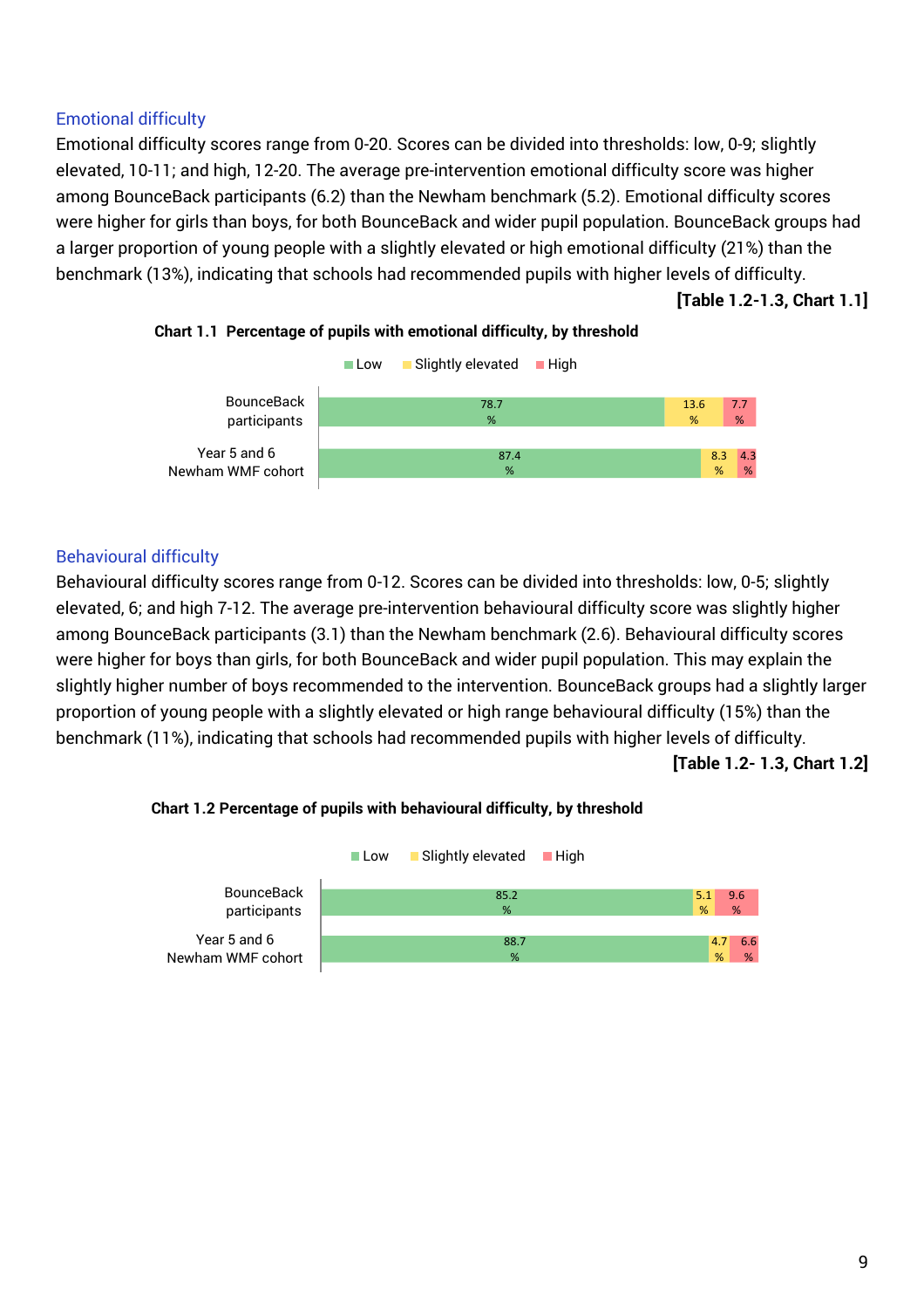## Emotional difficulty

Emotional difficulty scores range from 0-20. Scores can be divided into thresholds: low, 0-9; slightly elevated, 10-11; and high, 12-20. The average pre-intervention emotional difficulty score was higher among BounceBack participants (6.2) than the Newham benchmark (5.2). Emotional difficulty scores were higher for girls than boys, for both BounceBack and wider pupil population. BounceBack groups had a larger proportion of young people with a slightly elevated or high emotional difficulty (21%) than the benchmark (13%), indicating that schools had recommended pupils with higher levels of difficulty.

**[Table 1.2-1.3, Chart 1.1]**

**Chart 1.1 Percentage of pupils with emotional difficulty, by threshold**

| | Low | Slightly elevated | High |
|---|---|---|---|
| BounceBack participants | 78.7% | 13.6% | 7.7% |
| Year 5 and 6 Newham WMF cohort | 87.4% | 8.3% | 4.3% |

## Behavioural difficulty

Behavioural difficulty scores range from 0-12. Scores can be divided into thresholds: low, 0-5; slightly elevated, 6; and high 7-12. The average pre-intervention behavioural difficulty score was slightly higher among BounceBack participants (3.1) than the Newham benchmark (2.6). Behavioural difficulty scores were higher for boys than girls, for both BounceBack and wider pupil population. This may explain the slightly higher number of boys recommended to the intervention. BounceBack groups had a slightly larger proportion of young people with a slightly elevated or high range behavioural difficulty (15%) than the benchmark (11%), indicating that schools had recommended pupils with higher levels of difficulty.

**[Table 1.2- 1.3, Chart 1.2]**

**Chart 1.2 Percentage of pupils with behavioural difficulty, by threshold**

| | Low | Slightly elevated | High |
|---|---|---|---|
| BounceBack participants | 85.2% | 5.1% | 9.6% |
| Year 5 and 6 Newham WMF cohort | 88.7% | 4.7% | 6.6% |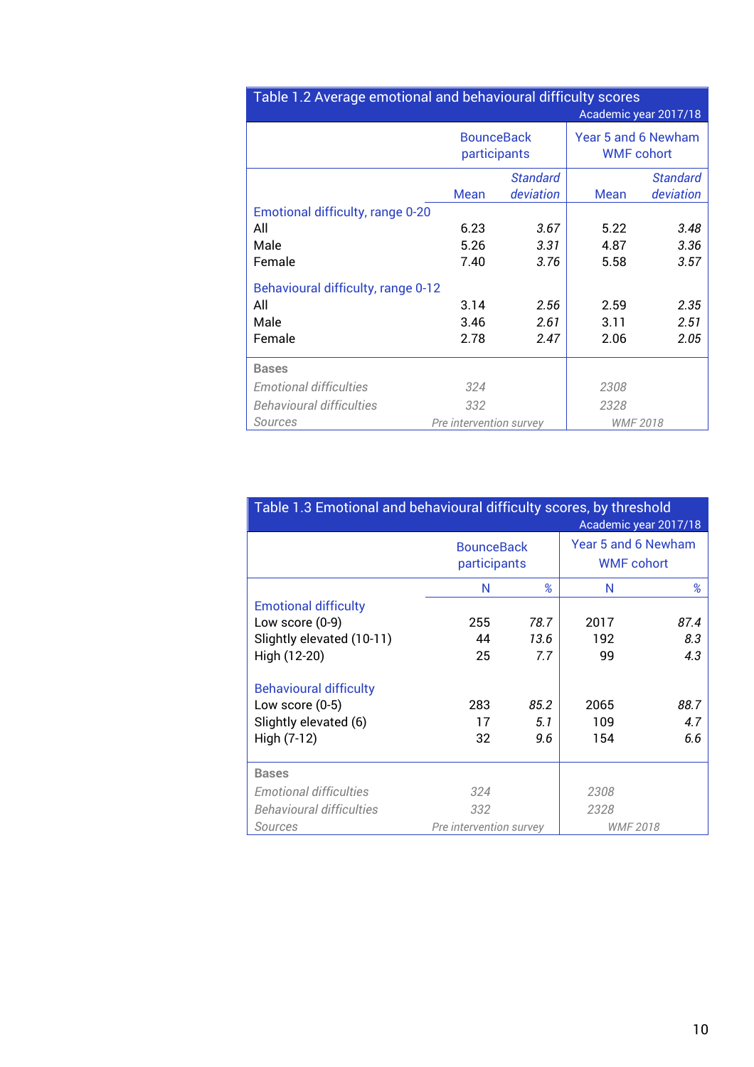**Table 1.2 Average emotional and behavioural difficulty scores**

Academic year 2017/18

| | BounceBack participants | | Year 5 and 6 Newham WMF cohort | |
|---|---|---|---|---|
| | Mean | *Standard deviation* | Mean | *Standard deviation* |
| **Emotional difficulty, range 0-20** | | | | |
| All | 6.23 | *3.67* | 5.22 | *3.48* |
| Male | 5.26 | *3.31* | 4.87 | *3.36* |
| Female | 7.40 | *3.76* | 5.58 | *3.57* |
| **Behavioural difficulty, range 0-12** | | | | |
| All | 3.14 | *2.56* | 2.59 | *2.35* |
| Male | 3.46 | *2.61* | 3.11 | *2.51* |
| Female | 2.78 | *2.47* | 2.06 | *2.05* |
| **Bases** | | | | |
| *Emotional difficulties* | *324* | | *2308* | |
| *Behavioural difficulties* | *332* | | *2328* | |
| *Sources* | *Pre intervention survey* | | *WMF 2018* | |

**Table 1.3 Emotional and behavioural difficulty scores, by threshold**

Academic year 2017/18

| | BounceBack participants | | Year 5 and 6 Newham WMF cohort | |
|---|---|---|---|---|
| | N | *%* | N | *%* |
| **Emotional difficulty** | | | | |
| Low score (0-9) | 255 | *78.7* | 2017 | *87.4* |
| Slightly elevated (10-11) | 44 | *13.6* | 192 | *8.3* |
| High (12-20) | 25 | *7.7* | 99 | *4.3* |
| **Behavioural difficulty** | | | | |
| Low score (0-5) | 283 | *85.2* | 2065 | *88.7* |
| Slightly elevated (6) | 17 | *5.1* | 109 | *4.7* |
| High (7-12) | 32 | *9.6* | 154 | *6.6* |
| **Bases** | | | | |
| *Emotional difficulties* | *324* | | *2308* | |
| *Behavioural difficulties* | *332* | | *2328* | |
| *Sources* | *Pre intervention survey* | | *WMF 2018* | |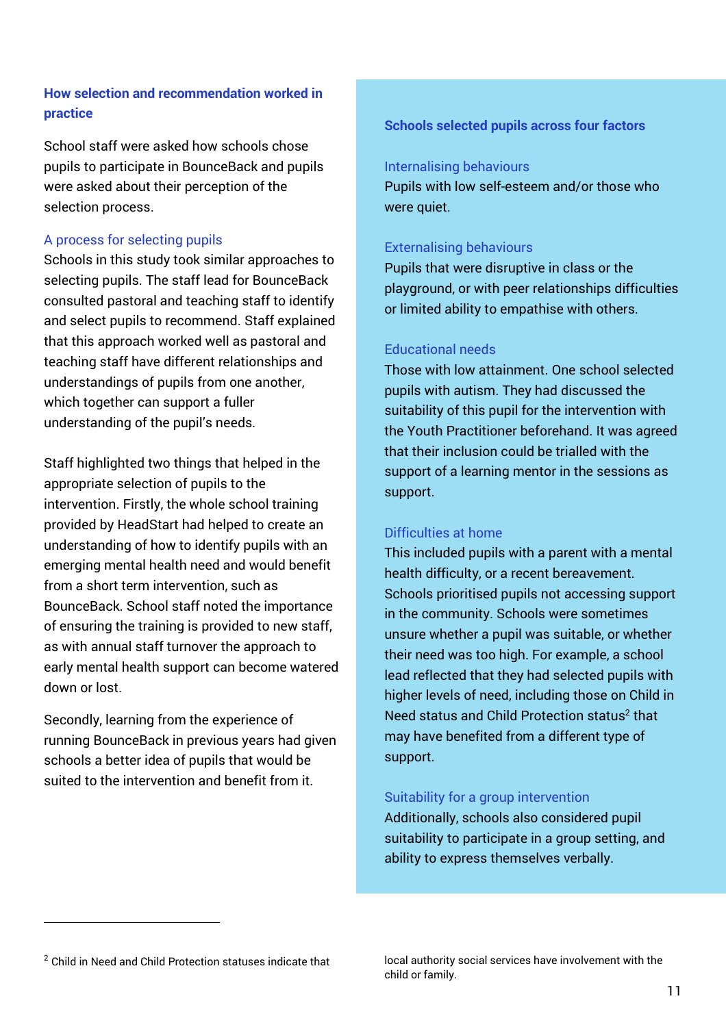## How selection and recommendation worked in practice

School staff were asked how schools chose pupils to participate in BounceBack and pupils were asked about their perception of the selection process.

### A process for selecting pupils

Schools in this study took similar approaches to selecting pupils. The staff lead for BounceBack consulted pastoral and teaching staff to identify and select pupils to recommend. Staff explained that this approach worked well as pastoral and teaching staff have different relationships and understandings of pupils from one another, which together can support a fuller understanding of the pupil's needs.

Staff highlighted two things that helped in the appropriate selection of pupils to the intervention. Firstly, the whole school training provided by HeadStart had helped to create an understanding of how to identify pupils with an emerging mental health need and would benefit from a short term intervention, such as BounceBack. School staff noted the importance of ensuring the training is provided to new staff, as with annual staff turnover the approach to early mental health support can become watered down or lost.

Secondly, learning from the experience of running BounceBack in previous years had given schools a better idea of pupils that would be suited to the intervention and benefit from it.

## Schools selected pupils across four factors

### Internalising behaviours

Pupils with low self-esteem and/or those who were quiet.

### Externalising behaviours

Pupils that were disruptive in class or the playground, or with peer relationships difficulties or limited ability to empathise with others.

### Educational needs

Those with low attainment. One school selected pupils with autism. They had discussed the suitability of this pupil for the intervention with the Youth Practitioner beforehand. It was agreed that their inclusion could be trialled with the support of a learning mentor in the sessions as support.

### Difficulties at home

This included pupils with a parent with a mental health difficulty, or a recent bereavement. Schools prioritised pupils not accessing support in the community. Schools were sometimes unsure whether a pupil was suitable, or whether their need was too high. For example, a school lead reflected that they had selected pupils with higher levels of need, including those on Child in Need status and Child Protection status[2] that may have benefited from a different type of support.

### Suitability for a group intervention

Additionally, schools also considered pupil suitability to participate in a group setting, and ability to express themselves verbally.

---

[2] Child in Need and Child Protection statuses indicate that local authority social services have involvement with the child or family.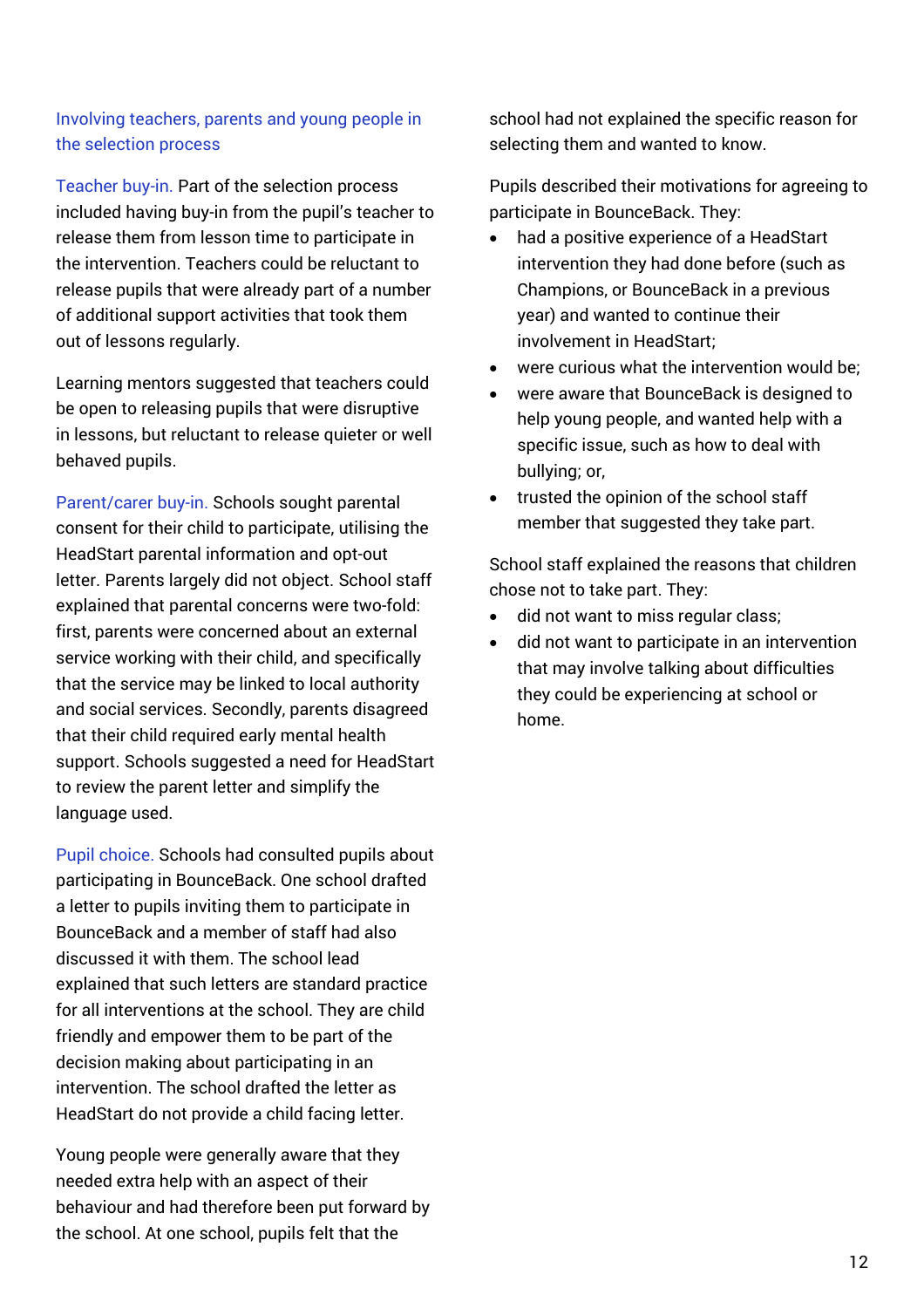### Involving teachers, parents and young people in the selection process

**Teacher buy-in.** Part of the selection process included having buy-in from the pupil's teacher to release them from lesson time to participate in the intervention. Teachers could be reluctant to release pupils that were already part of a number of additional support activities that took them out of lessons regularly.

Learning mentors suggested that teachers could be open to releasing pupils that were disruptive in lessons, but reluctant to release quieter or well behaved pupils.

**Parent/carer buy-in.** Schools sought parental consent for their child to participate, utilising the HeadStart parental information and opt-out letter. Parents largely did not object. School staff explained that parental concerns were two-fold: first, parents were concerned about an external service working with their child, and specifically that the service may be linked to local authority and social services. Secondly, parents disagreed that their child required early mental health support. Schools suggested a need for HeadStart to review the parent letter and simplify the language used.

**Pupil choice.** Schools had consulted pupils about participating in BounceBack. One school drafted a letter to pupils inviting them to participate in BounceBack and a member of staff had also discussed it with them. The school lead explained that such letters are standard practice for all interventions at the school. They are child friendly and empower them to be part of the decision making about participating in an intervention. The school drafted the letter as HeadStart do not provide a child facing letter.

Young people were generally aware that they needed extra help with an aspect of their behaviour and had therefore been put forward by the school. At one school, pupils felt that the school had not explained the specific reason for selecting them and wanted to know.

Pupils described their motivations for agreeing to participate in BounceBack. They:

- had a positive experience of a HeadStart intervention they had done before (such as Champions, or BounceBack in a previous year) and wanted to continue their involvement in HeadStart;
- were curious what the intervention would be;
- were aware that BounceBack is designed to help young people, and wanted help with a specific issue, such as how to deal with bullying; or,
- trusted the opinion of the school staff member that suggested they take part.

School staff explained the reasons that children chose not to take part. They:

- did not want to miss regular class;
- did not want to participate in an intervention that may involve talking about difficulties they could be experiencing at school or home.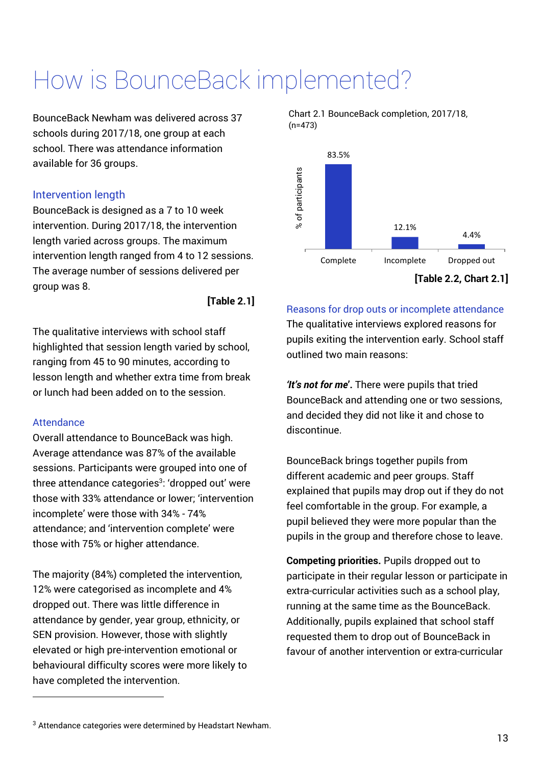# How is BounceBack implemented?

BounceBack Newham was delivered across 37 schools during 2017/18, one group at each school. There was attendance information available for 36 groups.

## Intervention length

BounceBack is designed as a 7 to 10 week intervention. During 2017/18, the intervention length varied across groups. The maximum intervention length ranged from 4 to 12 sessions. The average number of sessions delivered per group was 8.

**[Table 2.1]**

The qualitative interviews with school staff highlighted that session length varied by school, ranging from 45 to 90 minutes, according to lesson length and whether extra time from break or lunch had been added on to the session.

## Attendance

Overall attendance to BounceBack was high. Average attendance was 87% of the available sessions. Participants were grouped into one of three attendance categories[3]: 'dropped out' were those with 33% attendance or lower; 'intervention incomplete' were those with 34% - 74% attendance; and 'intervention complete' were those with 75% or higher attendance.

The majority (84%) completed the intervention, 12% were categorised as incomplete and 4% dropped out. There was little difference in attendance by gender, year group, ethnicity, or SEN provision. However, those with slightly elevated or high pre-intervention emotional or behavioural difficulty scores were more likely to have completed the intervention.

Chart 2.1 BounceBack completion, 2017/18, (n=473)

| | % of participants |
|---|---|
| Complete | 83.5% |
| Incomplete | 12.1% |
| Dropped out | 4.4% |

**[Table 2.2, Chart 2.1]**

## Reasons for drop outs or incomplete attendance

The qualitative interviews explored reasons for pupils exiting the intervention early. School staff outlined two main reasons:

***'It's not for me'*.** There were pupils that tried BounceBack and attending one or two sessions, and decided they did not like it and chose to discontinue.

BounceBack brings together pupils from different academic and peer groups. Staff explained that pupils may drop out if they do not feel comfortable in the group. For example, a pupil believed they were more popular than the pupils in the group and therefore chose to leave.

**Competing priorities.** Pupils dropped out to participate in their regular lesson or participate in extra-curricular activities such as a school play, running at the same time as the BounceBack. Additionally, pupils explained that school staff requested them to drop out of BounceBack in favour of another intervention or extra-curricular

---

[3] Attendance categories were determined by Headstart Newham.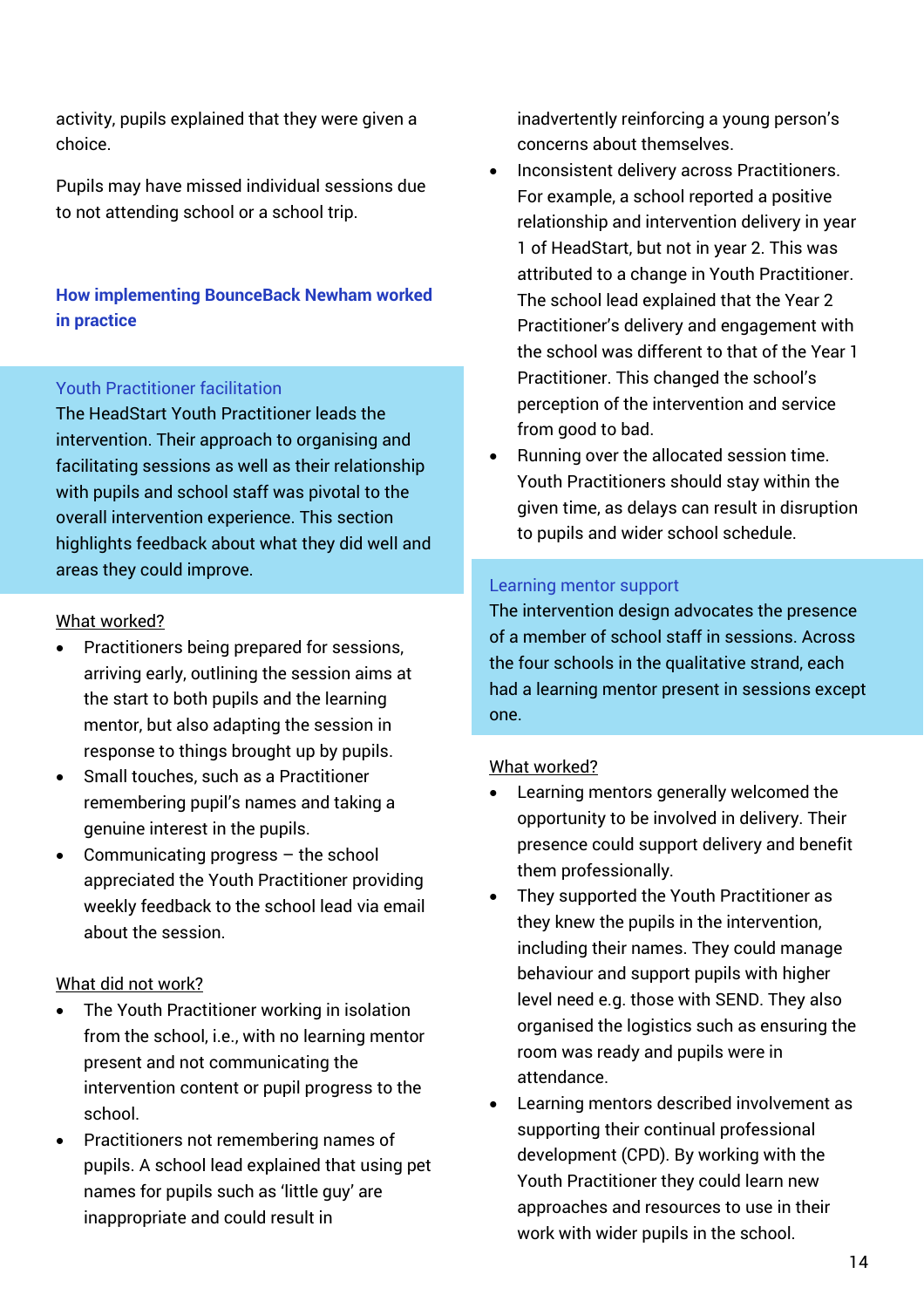activity, pupils explained that they were given a choice.

Pupils may have missed individual sessions due to not attending school or a school trip.

## How implementing BounceBack Newham worked in practice

### Youth Practitioner facilitation

The HeadStart Youth Practitioner leads the intervention. Their approach to organising and facilitating sessions as well as their relationship with pupils and school staff was pivotal to the overall intervention experience. This section highlights feedback about what they did well and areas they could improve.

<u>What worked?</u>

- Practitioners being prepared for sessions, arriving early, outlining the session aims at the start to both pupils and the learning mentor, but also adapting the session in response to things brought up by pupils.
- Small touches, such as a Practitioner remembering pupil's names and taking a genuine interest in the pupils.
- Communicating progress – the school appreciated the Youth Practitioner providing weekly feedback to the school lead via email about the session.

<u>What did not work?</u>

- The Youth Practitioner working in isolation from the school, i.e., with no learning mentor present and not communicating the intervention content or pupil progress to the school.
- Practitioners not remembering names of pupils. A school lead explained that using pet names for pupils such as 'little guy' are inappropriate and could result in inadvertently reinforcing a young person's concerns about themselves.
- Inconsistent delivery across Practitioners. For example, a school reported a positive relationship and intervention delivery in year 1 of HeadStart, but not in year 2. This was attributed to a change in Youth Practitioner. The school lead explained that the Year 2 Practitioner's delivery and engagement with the school was different to that of the Year 1 Practitioner. This changed the school's perception of the intervention and service from good to bad.
- Running over the allocated session time. Youth Practitioners should stay within the given time, as delays can result in disruption to pupils and wider school schedule.

### Learning mentor support

The intervention design advocates the presence of a member of school staff in sessions. Across the four schools in the qualitative strand, each had a learning mentor present in sessions except one.

<u>What worked?</u>

- Learning mentors generally welcomed the opportunity to be involved in delivery. Their presence could support delivery and benefit them professionally.
- They supported the Youth Practitioner as they knew the pupils in the intervention, including their names. They could manage behaviour and support pupils with higher level need e.g. those with SEND. They also organised the logistics such as ensuring the room was ready and pupils were in attendance.
- Learning mentors described involvement as supporting their continual professional development (CPD). By working with the Youth Practitioner they could learn new approaches and resources to use in their work with wider pupils in the school.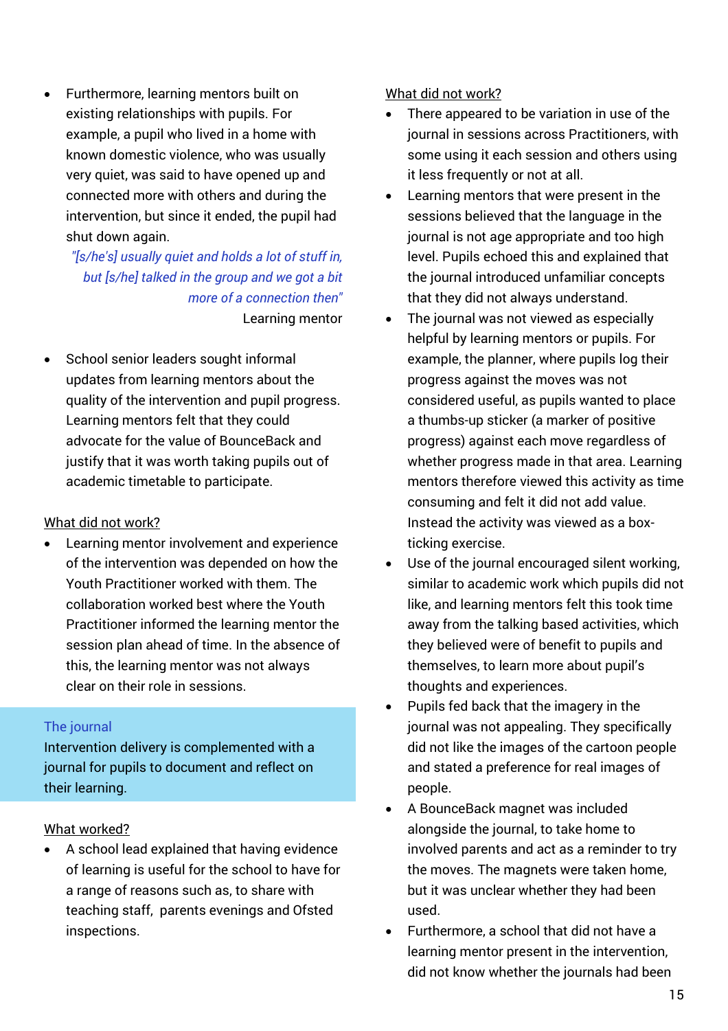- Furthermore, learning mentors built on existing relationships with pupils. For example, a pupil who lived in a home with known domestic violence, who was usually very quiet, was said to have opened up and connected more with others and during the intervention, but since it ended, the pupil had shut down again.

> *"[s/he's] usually quiet and holds a lot of stuff in, but [s/he] talked in the group and we got a bit more of a connection then"*
>
> Learning mentor

- School senior leaders sought informal updates from learning mentors about the quality of the intervention and pupil progress. Learning mentors felt that they could advocate for the value of BounceBack and justify that it was worth taking pupils out of academic timetable to participate.

<u>What did not work?</u>

- Learning mentor involvement and experience of the intervention was depended on how the Youth Practitioner worked with them. The collaboration worked best where the Youth Practitioner informed the learning mentor the session plan ahead of time. In the absence of this, the learning mentor was not always clear on their role in sessions.

### The journal

Intervention delivery is complemented with a journal for pupils to document and reflect on their learning.

<u>What worked?</u>

- A school lead explained that having evidence of learning is useful for the school to have for a range of reasons such as, to share with teaching staff, parents evenings and Ofsted inspections.

<u>What did not work?</u>

- There appeared to be variation in use of the journal in sessions across Practitioners, with some using it each session and others using it less frequently or not at all.
- Learning mentors that were present in the sessions believed that the language in the journal is not age appropriate and too high level. Pupils echoed this and explained that the journal introduced unfamiliar concepts that they did not always understand.
- The journal was not viewed as especially helpful by learning mentors or pupils. For example, the planner, where pupils log their progress against the moves was not considered useful, as pupils wanted to place a thumbs-up sticker (a marker of positive progress) against each move regardless of whether progress made in that area. Learning mentors therefore viewed this activity as time consuming and felt it did not add value. Instead the activity was viewed as a box-ticking exercise.
- Use of the journal encouraged silent working, similar to academic work which pupils did not like, and learning mentors felt this took time away from the talking based activities, which they believed were of benefit to pupils and themselves, to learn more about pupil's thoughts and experiences.
- Pupils fed back that the imagery in the journal was not appealing. They specifically did not like the images of the cartoon people and stated a preference for real images of people.
- A BounceBack magnet was included alongside the journal, to take home to involved parents and act as a reminder to try the moves. The magnets were taken home, but it was unclear whether they had been used.
- Furthermore, a school that did not have a learning mentor present in the intervention, did not know whether the journals had been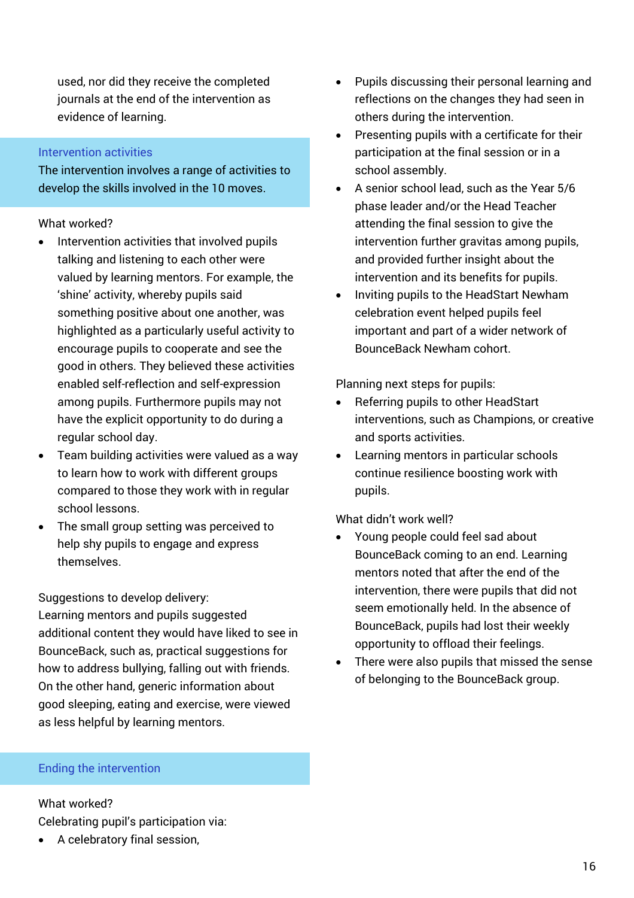used, nor did they receive the completed journals at the end of the intervention as evidence of learning.

## Intervention activities

The intervention involves a range of activities to develop the skills involved in the 10 moves.

What worked?

- Intervention activities that involved pupils talking and listening to each other were valued by learning mentors. For example, the 'shine' activity, whereby pupils said something positive about one another, was highlighted as a particularly useful activity to encourage pupils to cooperate and see the good in others. They believed these activities enabled self-reflection and self-expression among pupils. Furthermore pupils may not have the explicit opportunity to do during a regular school day.
- Team building activities were valued as a way to learn how to work with different groups compared to those they work with in regular school lessons.
- The small group setting was perceived to help shy pupils to engage and express themselves.

Suggestions to develop delivery:
Learning mentors and pupils suggested additional content they would have liked to see in BounceBack, such as, practical suggestions for how to address bullying, falling out with friends. On the other hand, generic information about good sleeping, eating and exercise, were viewed as less helpful by learning mentors.

## Ending the intervention

What worked?
Celebrating pupil's participation via:

- A celebratory final session,
- Pupils discussing their personal learning and reflections on the changes they had seen in others during the intervention.
- Presenting pupils with a certificate for their participation at the final session or in a school assembly.
- A senior school lead, such as the Year 5/6 phase leader and/or the Head Teacher attending the final session to give the intervention further gravitas among pupils, and provided further insight about the intervention and its benefits for pupils.
- Inviting pupils to the HeadStart Newham celebration event helped pupils feel important and part of a wider network of BounceBack Newham cohort.

Planning next steps for pupils:

- Referring pupils to other HeadStart interventions, such as Champions, or creative and sports activities.
- Learning mentors in particular schools continue resilience boosting work with pupils.

What didn't work well?

- Young people could feel sad about BounceBack coming to an end. Learning mentors noted that after the end of the intervention, there were pupils that did not seem emotionally held. In the absence of BounceBack, pupils had lost their weekly opportunity to offload their feelings.
- There were also pupils that missed the sense of belonging to the BounceBack group.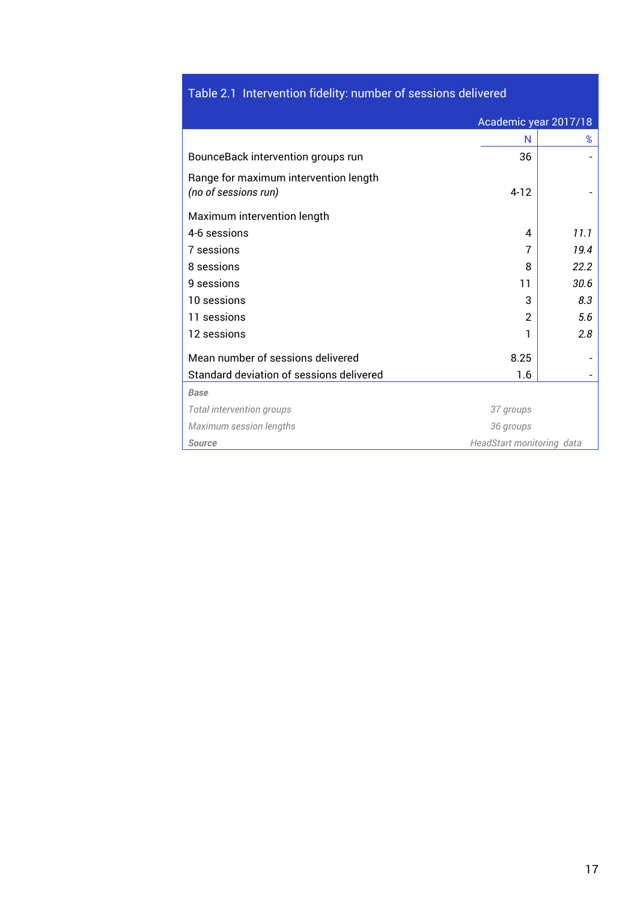Table 2.1 Intervention fidelity: number of sessions delivered

| | Academic year 2017/18 | |
|---|---|---|
| | N | % |
| BounceBack intervention groups run | 36 | - |
| Range for maximum intervention length *(no of sessions run)* | 4-12 | - |
| Maximum intervention length | | |
| 4-6 sessions | 4 | *11.1* |
| 7 sessions | 7 | *19.4* |
| 8 sessions | 8 | *22.2* |
| 9 sessions | 11 | *30.6* |
| 10 sessions | 3 | *8.3* |
| 11 sessions | 2 | *5.6* |
| 12 sessions | 1 | *2.8* |
| Mean number of sessions delivered | 8.25 | - |
| Standard deviation of sessions delivered | 1.6 | - |
| ***Base*** | | |
| *Total intervention groups* | *37 groups* | |
| *Maximum session lengths* | *36 groups* | |
| ***Source*** | *HeadStart monitoring data* | |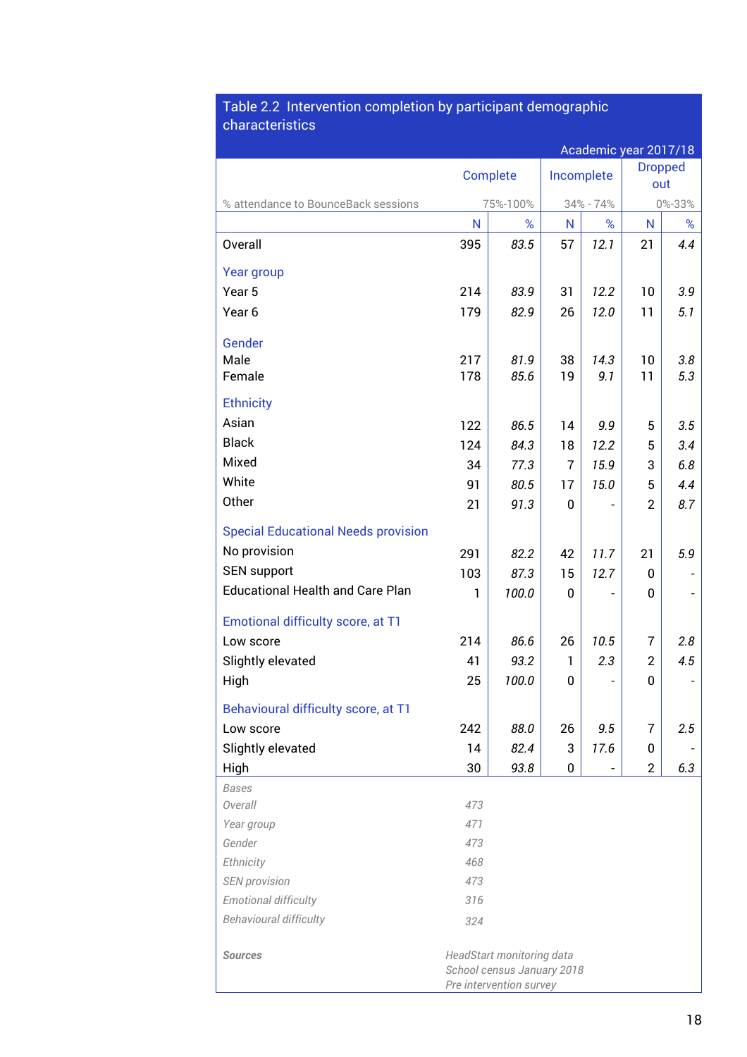Table 2.2 Intervention completion by participant demographic characteristics

Academic year 2017/18

| | Complete | | Incomplete | | Dropped out | |
|---|---|---|---|---|---|---|
| % attendance to BounceBack sessions | 75%-100% | | 34% - 74% | | 0%-33% | |
| | N | % | N | % | N | % |
| Overall | 395 | *83.5* | 57 | *12.1* | 21 | *4.4* |
| **Year group** | | | | | | |
| Year 5 | 214 | *83.9* | 31 | *12.2* | 10 | *3.9* |
| Year 6 | 179 | *82.9* | 26 | *12.0* | 11 | *5.1* |
| **Gender** | | | | | | |
| Male | 217 | *81.9* | 38 | *14.3* | 10 | *3.8* |
| Female | 178 | *85.6* | 19 | *9.1* | 11 | *5.3* |
| **Ethnicity** | | | | | | |
| Asian | 122 | *86.5* | 14 | *9.9* | 5 | *3.5* |
| Black | 124 | *84.3* | 18 | *12.2* | 5 | *3.4* |
| Mixed | 34 | *77.3* | 7 | *15.9* | 3 | *6.8* |
| White | 91 | *80.5* | 17 | *15.0* | 5 | *4.4* |
| Other | 21 | *91.3* | 0 | - | 2 | *8.7* |
| **Special Educational Needs provision** | | | | | | |
| No provision | 291 | *82.2* | 42 | *11.7* | 21 | *5.9* |
| SEN support | 103 | *87.3* | 15 | *12.7* | 0 | - |
| Educational Health and Care Plan | 1 | *100.0* | 0 | - | 0 | - |
| **Emotional difficulty score, at T1** | | | | | | |
| Low score | 214 | *86.6* | 26 | *10.5* | 7 | *2.8* |
| Slightly elevated | 41 | *93.2* | 1 | *2.3* | 2 | *4.5* |
| High | 25 | *100.0* | 0 | - | 0 | - |
| **Behavioural difficulty score, at T1** | | | | | | |
| Low score | 242 | *88.0* | 26 | *9.5* | 7 | *2.5* |
| Slightly elevated | 14 | *82.4* | 3 | *17.6* | 0 | - |
| High | 30 | *93.8* | 0 | - | 2 | *6.3* |

*Bases*

| | |
|---|---|
| *Overall* | *473* |
| *Year group* | *471* |
| *Gender* | *473* |
| *Ethnicity* | *468* |
| *SEN provision* | *473* |
| *Emotional difficulty* | *316* |
| *Behavioural difficulty* | *324* |

***Sources***

*HeadStart monitoring data*
*School census January 2018*
*Pre intervention survey*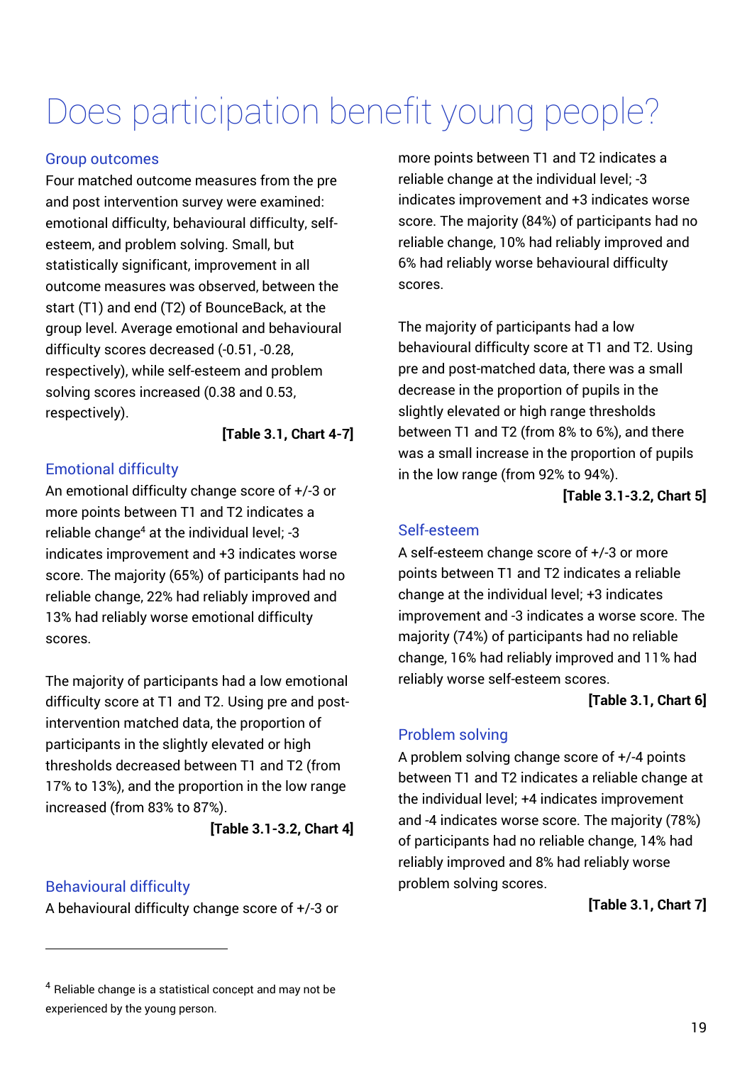# Does participation benefit young people?

## Group outcomes

Four matched outcome measures from the pre and post intervention survey were examined: emotional difficulty, behavioural difficulty, self-esteem, and problem solving. Small, but statistically significant, improvement in all outcome measures was observed, between the start (T1) and end (T2) of BounceBack, at the group level. Average emotional and behavioural difficulty scores decreased (-0.51, -0.28, respectively), while self-esteem and problem solving scores increased (0.38 and 0.53, respectively).

**[Table 3.1, Chart 4-7]**

## Emotional difficulty

An emotional difficulty change score of +/-3 or more points between T1 and T2 indicates a reliable change[4] at the individual level; -3 indicates improvement and +3 indicates worse score. The majority (65%) of participants had no reliable change, 22% had reliably improved and 13% had reliably worse emotional difficulty scores.

The majority of participants had a low emotional difficulty score at T1 and T2. Using pre and post-intervention matched data, the proportion of participants in the slightly elevated or high thresholds decreased between T1 and T2 (from 17% to 13%), and the proportion in the low range increased (from 83% to 87%).

**[Table 3.1-3.2, Chart 4]**

## Behavioural difficulty

A behavioural difficulty change score of +/-3 or more points between T1 and T2 indicates a reliable change at the individual level; -3 indicates improvement and +3 indicates worse score. The majority (84%) of participants had no reliable change, 10% had reliably improved and 6% had reliably worse behavioural difficulty scores.

The majority of participants had a low behavioural difficulty score at T1 and T2. Using pre and post-matched data, there was a small decrease in the proportion of pupils in the slightly elevated or high range thresholds between T1 and T2 (from 8% to 6%), and there was a small increase in the proportion of pupils in the low range (from 92% to 94%).

**[Table 3.1-3.2, Chart 5]**

## Self-esteem

A self-esteem change score of +/-3 or more points between T1 and T2 indicates a reliable change at the individual level; +3 indicates improvement and -3 indicates a worse score. The majority (74%) of participants had no reliable change, 16% had reliably improved and 11% had reliably worse self-esteem scores.

**[Table 3.1, Chart 6]**

## Problem solving

A problem solving change score of +/-4 points between T1 and T2 indicates a reliable change at the individual level; +4 indicates improvement and -4 indicates worse score. The majority (78%) of participants had no reliable change, 14% had reliably improved and 8% had reliably worse problem solving scores.

**[Table 3.1, Chart 7]**

---

[4] Reliable change is a statistical concept and may not be experienced by the young person.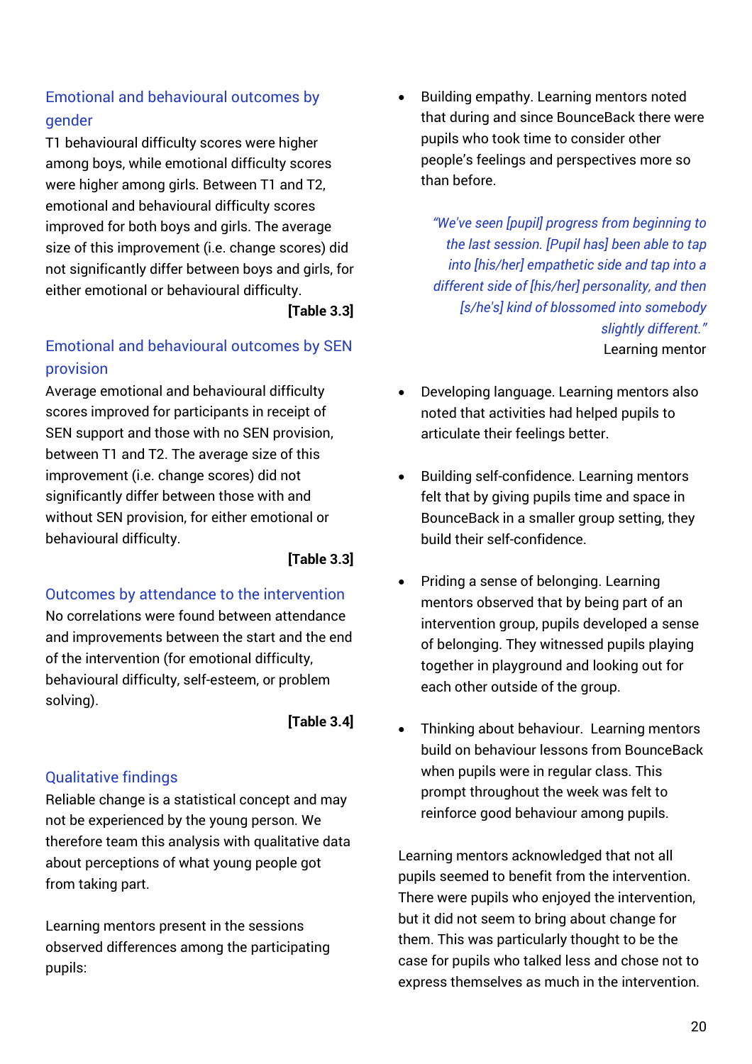### Emotional and behavioural outcomes by gender

T1 behavioural difficulty scores were higher among boys, while emotional difficulty scores were higher among girls. Between T1 and T2, emotional and behavioural difficulty scores improved for both boys and girls. The average size of this improvement (i.e. change scores) did not significantly differ between boys and girls, for either emotional or behavioural difficulty.

**[Table 3.3]**

### Emotional and behavioural outcomes by SEN provision

Average emotional and behavioural difficulty scores improved for participants in receipt of SEN support and those with no SEN provision, between T1 and T2. The average size of this improvement (i.e. change scores) did not significantly differ between those with and without SEN provision, for either emotional or behavioural difficulty.

**[Table 3.3]**

### Outcomes by attendance to the intervention

No correlations were found between attendance and improvements between the start and the end of the intervention (for emotional difficulty, behavioural difficulty, self-esteem, or problem solving).

**[Table 3.4]**

### Qualitative findings

Reliable change is a statistical concept and may not be experienced by the young person. We therefore team this analysis with qualitative data about perceptions of what young people got from taking part.

Learning mentors present in the sessions observed differences among the participating pupils:

- Building empathy. Learning mentors noted that during and since BounceBack there were pupils who took time to consider other people's feelings and perspectives more so than before.

> *"We've seen [pupil] progress from beginning to the last session. [Pupil has] been able to tap into [his/her] empathetic side and tap into a different side of [his/her] personality, and then [s/he's] kind of blossomed into somebody slightly different."*
>
> Learning mentor

- Developing language. Learning mentors also noted that activities had helped pupils to articulate their feelings better.

- Building self-confidence. Learning mentors felt that by giving pupils time and space in BounceBack in a smaller group setting, they build their self-confidence.

- Priding a sense of belonging. Learning mentors observed that by being part of an intervention group, pupils developed a sense of belonging. They witnessed pupils playing together in playground and looking out for each other outside of the group.

- Thinking about behaviour. Learning mentors build on behaviour lessons from BounceBack when pupils were in regular class. This prompt throughout the week was felt to reinforce good behaviour among pupils.

Learning mentors acknowledged that not all pupils seemed to benefit from the intervention. There were pupils who enjoyed the intervention, but it did not seem to bring about change for them. This was particularly thought to be the case for pupils who talked less and chose not to express themselves as much in the intervention.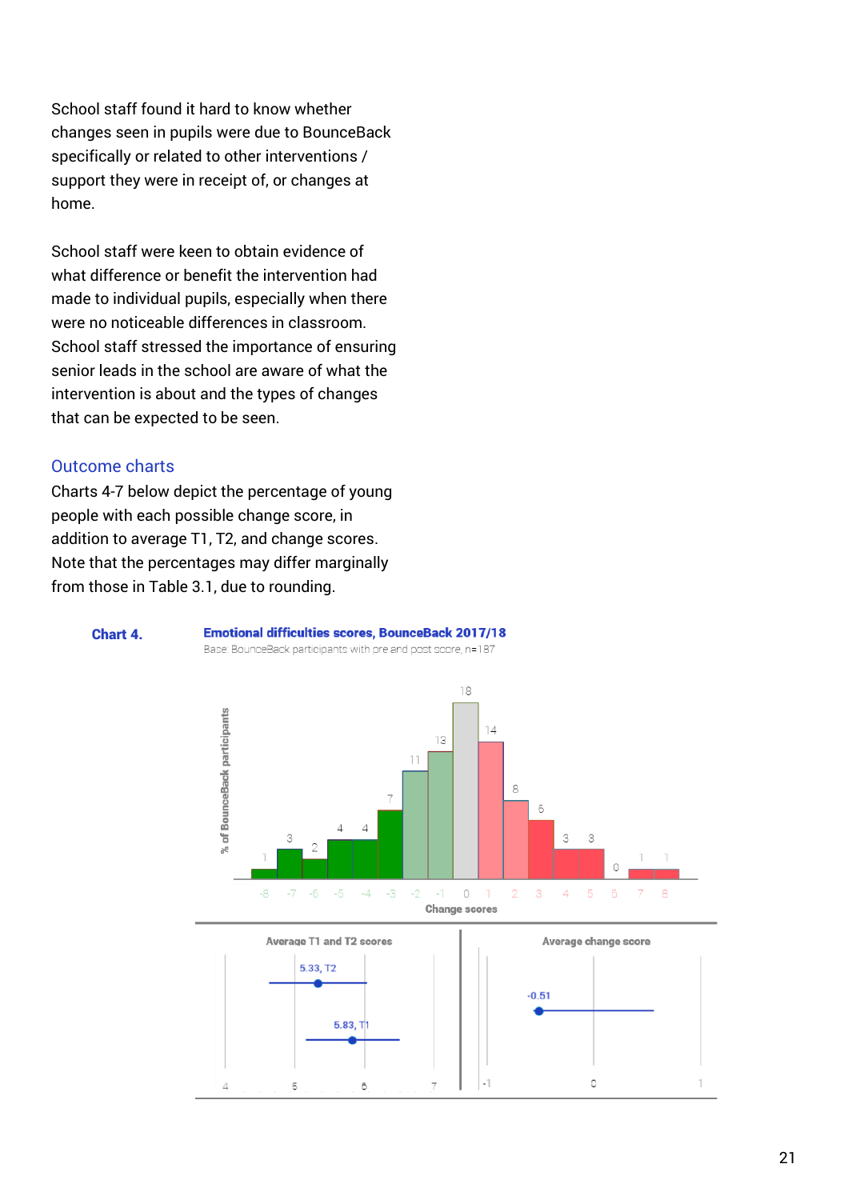School staff found it hard to know whether changes seen in pupils were due to BounceBack specifically or related to other interventions / support they were in receipt of, or changes at home.

School staff were keen to obtain evidence of what difference or benefit the intervention had made to individual pupils, especially when there were no noticeable differences in classroom. School staff stressed the importance of ensuring senior leads in the school are aware of what the intervention is about and the types of changes that can be expected to be seen.

## Outcome charts

Charts 4-7 below depict the percentage of young people with each possible change score, in addition to average T1, T2, and change scores. Note that the percentages may differ marginally from those in Table 3.1, due to rounding.

**Chart 4.** **Emotional difficulties scores, BounceBack 2017/18**

Base: BounceBack participants with pre and post score, n=187

| Change scores | -8 | -7 | -6 | -5 | -4 | -3 | -2 | -1 | 0 | 1 | 2 | 3 | 4 | 5 | 6 | 7 | 8 |
|---|---|---|---|---|---|---|---|---|---|---|---|---|---|---|---|---|---|
| % of BounceBack participants | 1 | 3 | 2 | 4 | 4 | 7 | 11 | 13 | 18 | 14 | 8 | 6 | 3 | 3 | 0 | 1 | 1 |

Average T1 and T2 scores: 5.33, T2; 5.83, T1

Average change score: -0.51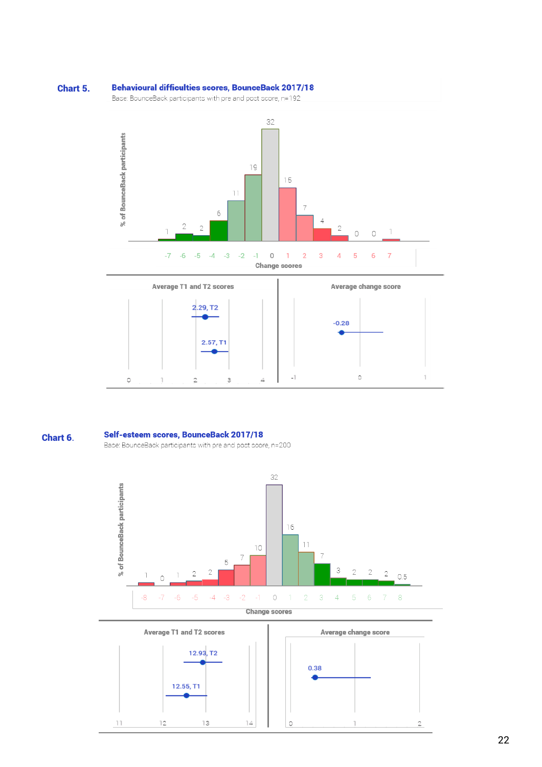**Chart 5.** **Behavioural difficulties scores, BounceBack 2017/18**

Base: BounceBack participants with pre and post score, n=192

| Change scores | -7 | -6 | -5 | -4 | -3 | -2 | -1 | 0 | 1 | 2 | 3 | 4 | 5 | 6 | 7 |
|---|---|---|---|---|---|---|---|---|---|---|---|---|---|---|---|
| % of BounceBack participants | 1 | 2 | 2 | 6 | 11 | 19 | 32 | 15 | 7 | 4 | 2 | 0 | 0 | 1 | |

Average T1 and T2 scores: 2.29, T2; 2.57, T1

Average change score: -0.28

**Chart 6.** **Self-esteem scores, BounceBack 2017/18**

Base: BounceBack participants with pre and post score, n=200

| Change scores | -8 | -7 | -6 | -5 | -4 | -3 | -2 | -1 | 0 | 1 | 2 | 3 | 4 | 5 | 6 | 7 | 8 |
|---|---|---|---|---|---|---|---|---|---|---|---|---|---|---|---|---|---|
| % of BounceBack participants | 1 | 0 | 1 | 2 | 2 | 5 | 7 | 10 | 32 | 16 | 11 | 7 | 3 | 2 | 2 | 2 | 0.5 |

Average T1 and T2 scores: 12.93, T2; 12.55, T1

Average change score: 0.38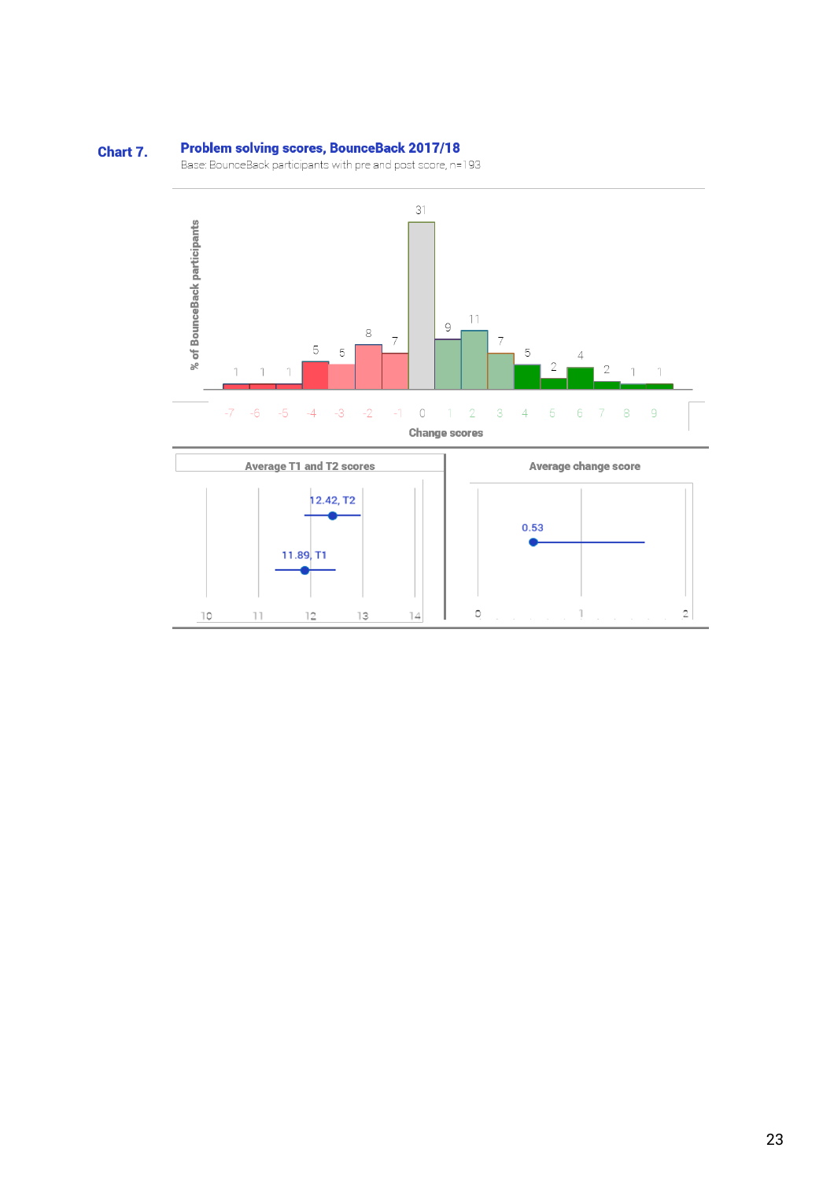**Chart 7.** **Problem solving scores, BounceBack 2017/18**

Base: BounceBack participants with pre and post score, n=193

| Change scores | -7 | -6 | -5 | -4 | -3 | -2 | -1 | 0 | 1 | 2 | 3 | 4 | 5 | 6 | 7 | 8 | 9 |
|---|---|---|---|---|---|---|---|---|---|---|---|---|---|---|---|---|---|
| % of BounceBack participants | 1 | 1 | 1 | 5 | 5 | 8 | 7 | 31 | 9 | 11 | 7 | 5 | 2 | 4 | 2 | 1 | 1 |

**Average T1 and T2 scores**

- 11.89, T1
- 12.42, T2

**Average change score**

- 0.53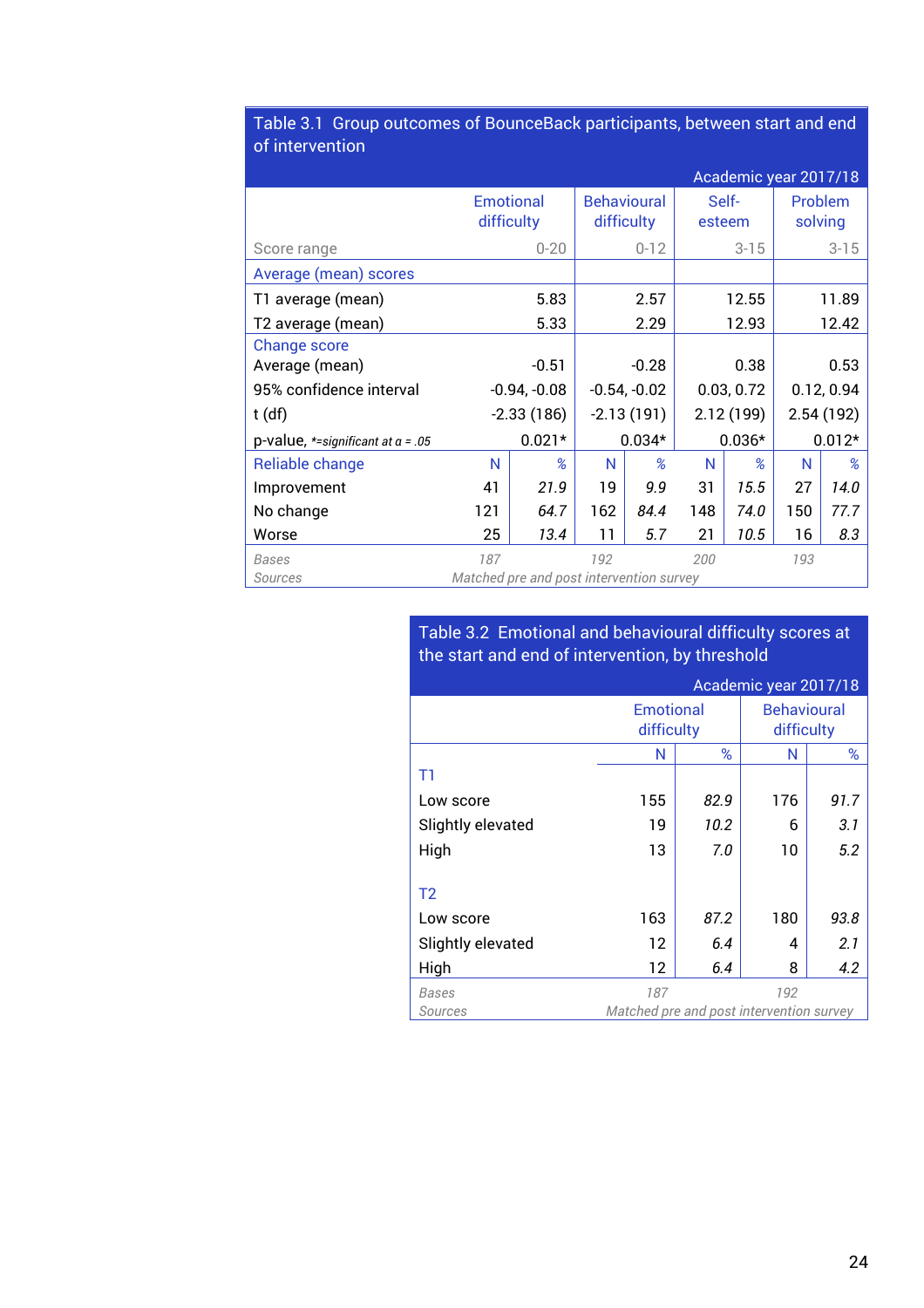Table 3.1 Group outcomes of BounceBack participants, between start and end of intervention

Academic year 2017/18

| | Emotional difficulty | | Behavioural difficulty | | Self-esteem | | Problem solving | |
|---|---|---|---|---|---|---|---|---|
| Score range | 0-20 | | 0-12 | | 3-15 | | 3-15 | |
| **Average (mean) scores** | | | | | | | | |
| T1 average (mean) | 5.83 | | 2.57 | | 12.55 | | 11.89 | |
| T2 average (mean) | 5.33 | | 2.29 | | 12.93 | | 12.42 | |
| **Change score** | | | | | | | | |
| Average (mean) | -0.51 | | -0.28 | | 0.38 | | 0.53 | |
| 95% confidence interval | -0.94, -0.08 | | -0.54, -0.02 | | 0.03, 0.72 | | 0.12, 0.94 | |
| t (df) | -2.33 (186) | | -2.13 (191) | | 2.12 (199) | | 2.54 (192) | |
| p-value, *=significant at α = .05 | 0.021* | | 0.034* | | 0.036* | | 0.012* | |
| **Reliable change** | N | % | N | % | N | % | N | % |
| Improvement | 41 | *21.9* | 19 | *9.9* | 31 | *15.5* | 27 | *14.0* |
| No change | 121 | *64.7* | 162 | *84.4* | 148 | *74.0* | 150 | *77.7* |
| Worse | 25 | *13.4* | 11 | *5.7* | 21 | *10.5* | 16 | *8.3* |
| *Bases* | *187* | | *192* | | *200* | | *193* | |
| *Sources* | *Matched pre and post intervention survey* | | | | | | | |

Table 3.2 Emotional and behavioural difficulty scores at the start and end of intervention, by threshold

Academic year 2017/18

| | Emotional difficulty | | Behavioural difficulty | |
|---|---|---|---|---|
| | N | % | N | % |
| **T1** | | | | |
| Low score | 155 | *82.9* | 176 | *91.7* |
| Slightly elevated | 19 | *10.2* | 6 | *3.1* |
| High | 13 | *7.0* | 10 | *5.2* |
| **T2** | | | | |
| Low score | 163 | *87.2* | 180 | *93.8* |
| Slightly elevated | 12 | *6.4* | 4 | *2.1* |
| High | 12 | *6.4* | 8 | *4.2* |
| *Bases* | *187* | | *192* | |
| *Sources* | *Matched pre and post intervention survey* | | | |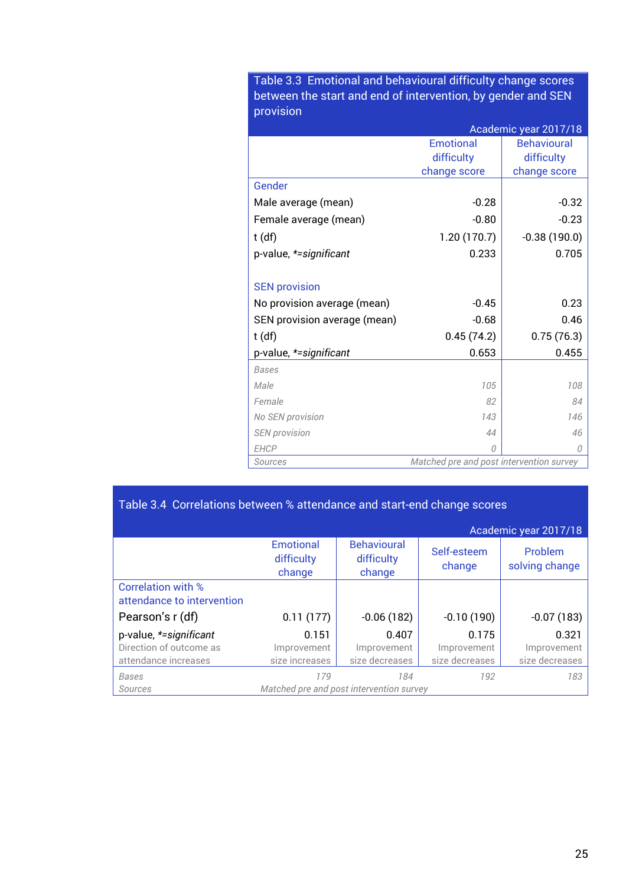Table 3.3 Emotional and behavioural difficulty change scores between the start and end of intervention, by gender and SEN provision

Academic year 2017/18

| | Emotional difficulty change score | Behavioural difficulty change score |
|---|---|---|
| **Gender** | | |
| Male average (mean) | -0.28 | -0.32 |
| Female average (mean) | -0.80 | -0.23 |
| t (df) | 1.20 (170.7) | -0.38 (190.0) |
| p-value, *=significant* | 0.233 | 0.705 |
| **SEN provision** | | |
| No provision average (mean) | -0.45 | 0.23 |
| SEN provision average (mean) | -0.68 | 0.46 |
| t (df) | 0.45 (74.2) | 0.75 (76.3) |
| p-value, *=significant* | 0.653 | 0.455 |
| *Bases* | | |
| *Male* | *105* | *108* |
| *Female* | *82* | *84* |
| *No SEN provision* | *143* | *146* |
| *SEN provision* | *44* | *46* |
| *EHCP* | *0* | *0* |
| *Sources* | *Matched pre and post intervention survey* | |

Table 3.4 Correlations between % attendance and start-end change scores

Academic year 2017/18

| | Emotional difficulty change | Behavioural difficulty change | Self-esteem change | Problem solving change |
|---|---|---|---|---|
| **Correlation with % attendance to intervention** | | | | |
| Pearson's r (df) | 0.11 (177) | -0.06 (182) | -0.10 (190) | -0.07 (183) |
| p-value, *=significant* | 0.151 | 0.407 | 0.175 | 0.321 |
| Direction of outcome as attendance increases | Improvement size increases | Improvement size decreases | Improvement size decreases | Improvement size decreases |
| *Bases* | *179* | *184* | *192* | *183* |
| *Sources* | *Matched pre and post intervention survey* | | | |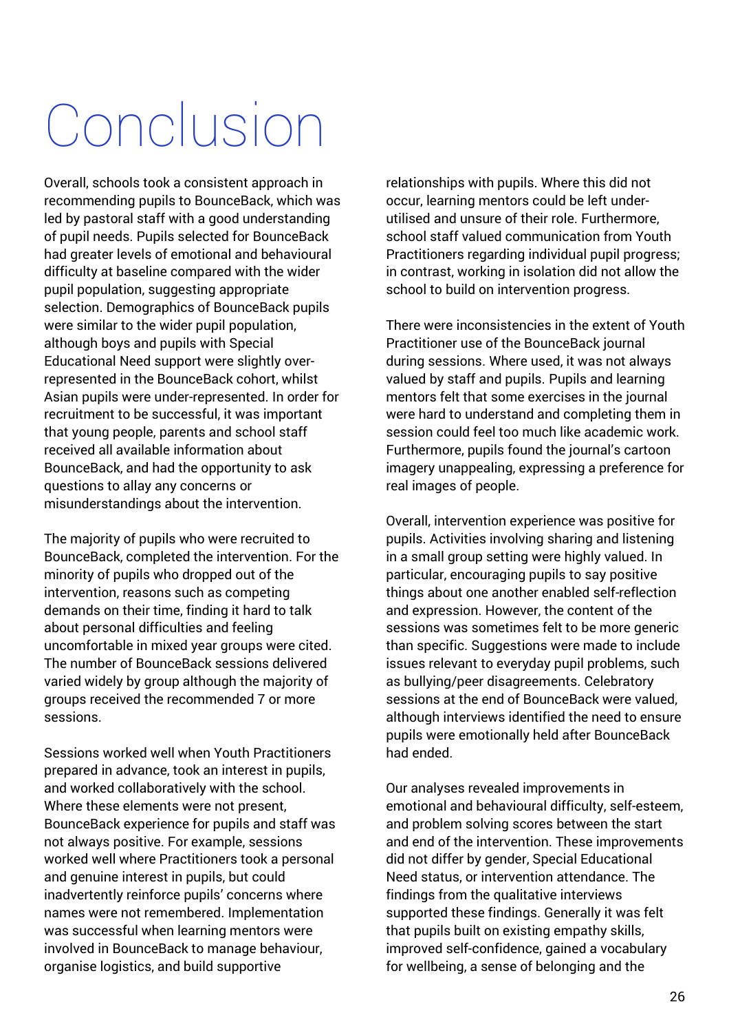# Conclusion

Overall, schools took a consistent approach in recommending pupils to BounceBack, which was led by pastoral staff with a good understanding of pupil needs. Pupils selected for BounceBack had greater levels of emotional and behavioural difficulty at baseline compared with the wider pupil population, suggesting appropriate selection. Demographics of BounceBack pupils were similar to the wider pupil population, although boys and pupils with Special Educational Need support were slightly over-represented in the BounceBack cohort, whilst Asian pupils were under-represented. In order for recruitment to be successful, it was important that young people, parents and school staff received all available information about BounceBack, and had the opportunity to ask questions to allay any concerns or misunderstandings about the intervention.

The majority of pupils who were recruited to BounceBack, completed the intervention. For the minority of pupils who dropped out of the intervention, reasons such as competing demands on their time, finding it hard to talk about personal difficulties and feeling uncomfortable in mixed year groups were cited. The number of BounceBack sessions delivered varied widely by group although the majority of groups received the recommended 7 or more sessions.

Sessions worked well when Youth Practitioners prepared in advance, took an interest in pupils, and worked collaboratively with the school. Where these elements were not present, BounceBack experience for pupils and staff was not always positive. For example, sessions worked well where Practitioners took a personal and genuine interest in pupils, but could inadvertently reinforce pupils' concerns where names were not remembered. Implementation was successful when learning mentors were involved in BounceBack to manage behaviour, organise logistics, and build supportive relationships with pupils. Where this did not occur, learning mentors could be left under-utilised and unsure of their role. Furthermore, school staff valued communication from Youth Practitioners regarding individual pupil progress; in contrast, working in isolation did not allow the school to build on intervention progress.

There were inconsistencies in the extent of Youth Practitioner use of the BounceBack journal during sessions. Where used, it was not always valued by staff and pupils. Pupils and learning mentors felt that some exercises in the journal were hard to understand and completing them in session could feel too much like academic work. Furthermore, pupils found the journal's cartoon imagery unappealing, expressing a preference for real images of people.

Overall, intervention experience was positive for pupils. Activities involving sharing and listening in a small group setting were highly valued. In particular, encouraging pupils to say positive things about one another enabled self-reflection and expression. However, the content of the sessions was sometimes felt to be more generic than specific. Suggestions were made to include issues relevant to everyday pupil problems, such as bullying/peer disagreements. Celebratory sessions at the end of BounceBack were valued, although interviews identified the need to ensure pupils were emotionally held after BounceBack had ended.

Our analyses revealed improvements in emotional and behavioural difficulty, self-esteem, and problem solving scores between the start and end of the intervention. These improvements did not differ by gender, Special Educational Need status, or intervention attendance. The findings from the qualitative interviews supported these findings. Generally it was felt that pupils built on existing empathy skills, improved self-confidence, gained a vocabulary for wellbeing, a sense of belonging and the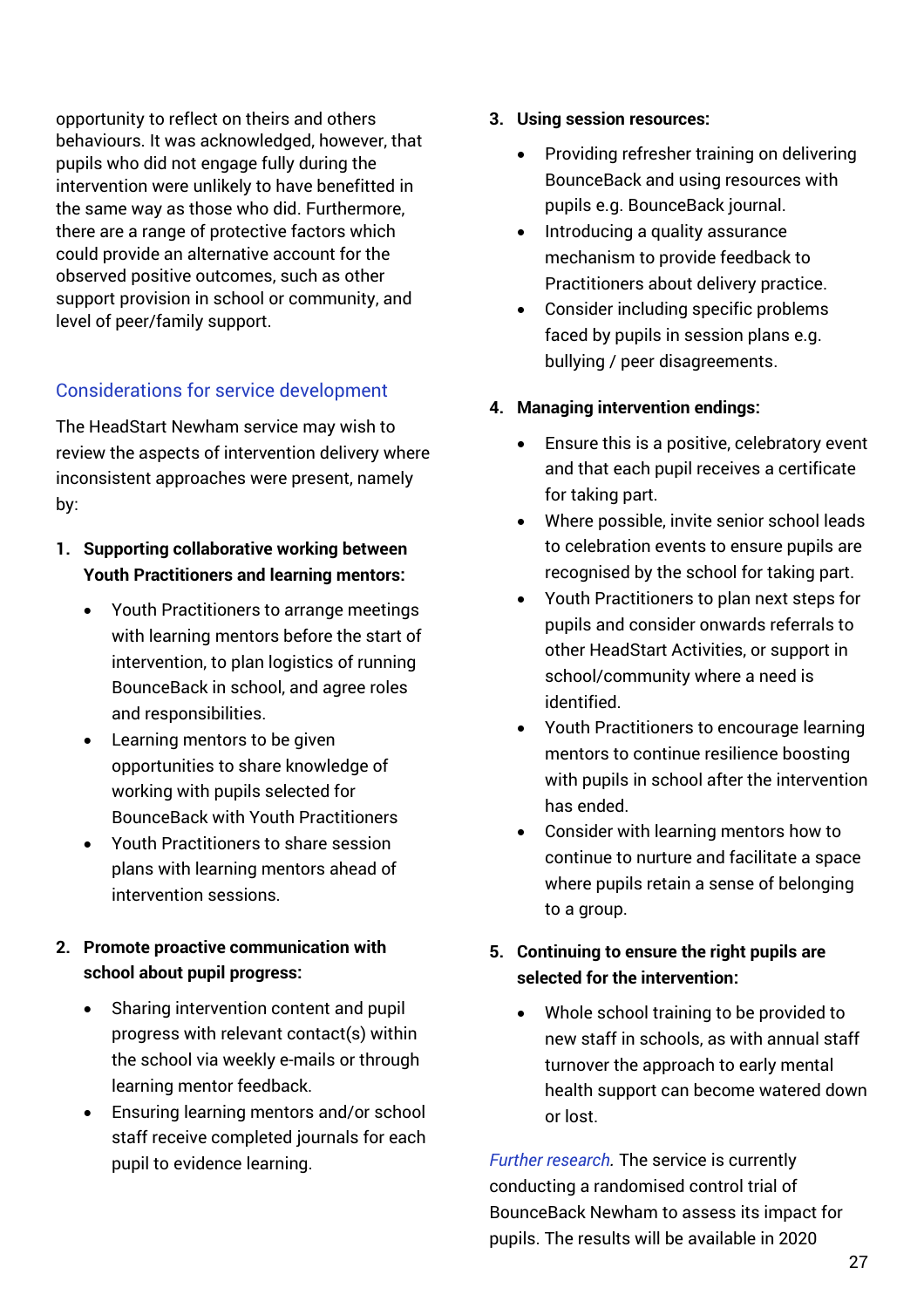opportunity to reflect on theirs and others behaviours. It was acknowledged, however, that pupils who did not engage fully during the intervention were unlikely to have benefitted in the same way as those who did. Furthermore, there are a range of protective factors which could provide an alternative account for the observed positive outcomes, such as other support provision in school or community, and level of peer/family support.

## Considerations for service development

The HeadStart Newham service may wish to review the aspects of intervention delivery where inconsistent approaches were present, namely by:

1. **Supporting collaborative working between Youth Practitioners and learning mentors:**
   - Youth Practitioners to arrange meetings with learning mentors before the start of intervention, to plan logistics of running BounceBack in school, and agree roles and responsibilities.
   - Learning mentors to be given opportunities to share knowledge of working with pupils selected for BounceBack with Youth Practitioners
   - Youth Practitioners to share session plans with learning mentors ahead of intervention sessions.

2. **Promote proactive communication with school about pupil progress:**
   - Sharing intervention content and pupil progress with relevant contact(s) within the school via weekly e-mails or through learning mentor feedback.
   - Ensuring learning mentors and/or school staff receive completed journals for each pupil to evidence learning.

3. **Using session resources:**
   - Providing refresher training on delivering BounceBack and using resources with pupils e.g. BounceBack journal.
   - Introducing a quality assurance mechanism to provide feedback to Practitioners about delivery practice.
   - Consider including specific problems faced by pupils in session plans e.g. bullying / peer disagreements.

4. **Managing intervention endings:**
   - Ensure this is a positive, celebratory event and that each pupil receives a certificate for taking part.
   - Where possible, invite senior school leads to celebration events to ensure pupils are recognised by the school for taking part.
   - Youth Practitioners to plan next steps for pupils and consider onwards referrals to other HeadStart Activities, or support in school/community where a need is identified.
   - Youth Practitioners to encourage learning mentors to continue resilience boosting with pupils in school after the intervention has ended.
   - Consider with learning mentors how to continue to nurture and facilitate a space where pupils retain a sense of belonging to a group.

5. **Continuing to ensure the right pupils are selected for the intervention:**
   - Whole school training to be provided to new staff in schools, as with annual staff turnover the approach to early mental health support can become watered down or lost.

*Further research.* The service is currently conducting a randomised control trial of BounceBack Newham to assess its impact for pupils. The results will be available in 2020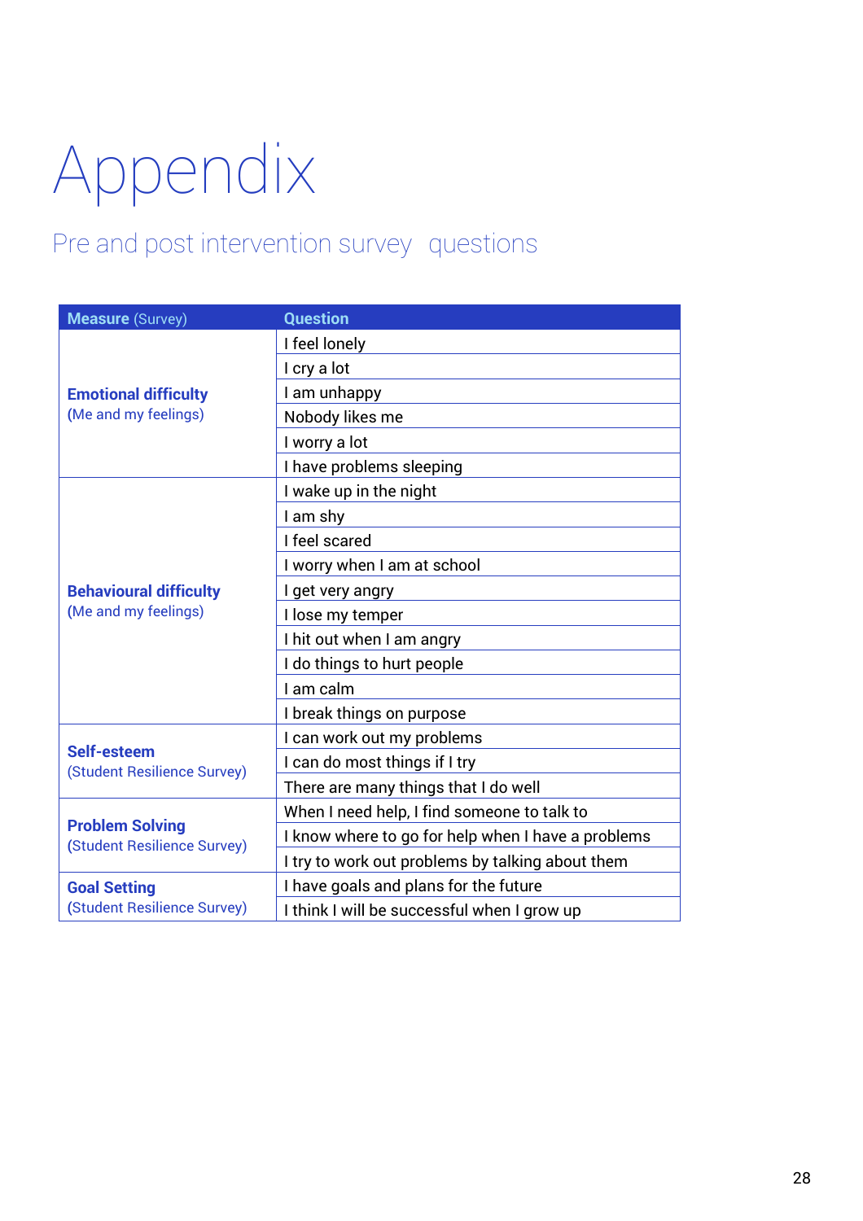# Appendix

## Pre and post intervention survey questions

| **Measure** (Survey) | **Question** |
|---|---|
| **Emotional difficulty** (Me and my feelings) | I feel lonely |
| | I cry a lot |
| | I am unhappy |
| | Nobody likes me |
| | I worry a lot |
| | I have problems sleeping |
| **Behavioural difficulty** (Me and my feelings) | I wake up in the night |
| | I am shy |
| | I feel scared |
| | I worry when I am at school |
| | I get very angry |
| | I lose my temper |
| | I hit out when I am angry |
| | I do things to hurt people |
| | I am calm |
| | I break things on purpose |
| **Self-esteem** (Student Resilience Survey) | I can work out my problems |
| | I can do most things if I try |
| | There are many things that I do well |
| **Problem Solving** (Student Resilience Survey) | When I need help, I find someone to talk to |
| | I know where to go for help when I have a problems |
| | I try to work out problems by talking about them |
| **Goal Setting** (Student Resilience Survey) | I have goals and plans for the future |
| | I think I will be successful when I grow up |